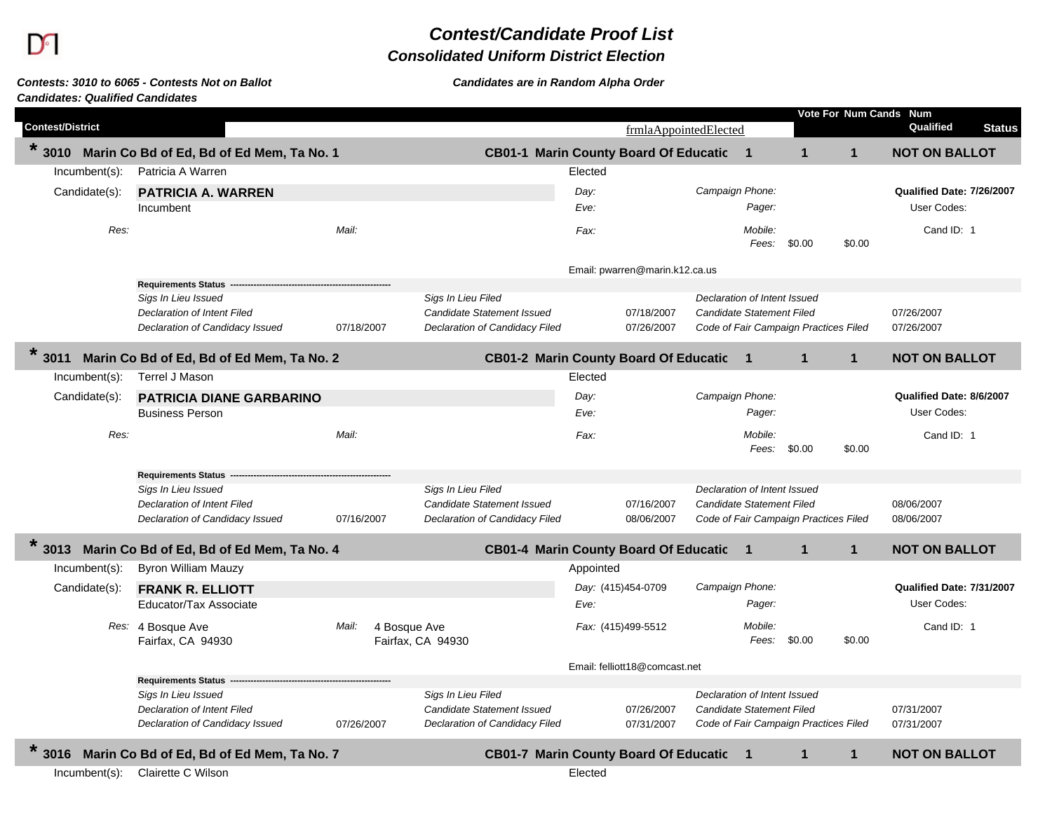# Contest/Candidate Proof List

## Consolidated Uniform District Election

***Contests: 3010 to 6065 - Contests Not on Ballot***
***Candidates: Qualified Candidates***

***Candidates are in Random Alpha Order***

| Contest/District | | frmlaAppointedElected | Vote For | Num Cands | Num Qualified | Status |
|---|---|---|---|---|---|---|

### * 3010 Marin Co Bd of Ed, Bd of Ed Mem, Ta No. 1

**CB01-1 Marin County Board Of Educatic** | Vote For: 1 | Num Cands: 1 | Num Qualified: 1 | **NOT ON BALLOT**

Incumbent(s): Patricia A Warren — Elected

Candidate(s): **PATRICIA A. WARREN**
Incumbent

*Day:* | *Campaign Phone:* | **Qualified Date: 7/26/2007**
*Eve:* | *Pager:* | User Codes:
*Res:* | *Mail:* | *Fax:* | *Mobile:* | Cand ID: 1
*Fees:* $0.00 $0.00

Email: pwarren@marin.k12.ca.us

**Requirements Status**

| | | | | | |
|---|---|---|---|---|---|
| *Sigs In Lieu Issued* | | *Sigs In Lieu Filed* | | *Declaration of Intent Issued* | |
| *Declaration of Intent Filed* | | *Candidate Statement Issued* | 07/18/2007 | *Candidate Statement Filed* | 07/26/2007 |
| *Declaration of Candidacy Issued* | 07/18/2007 | *Declaration of Candidacy Filed* | 07/26/2007 | *Code of Fair Campaign Practices Filed* | 07/26/2007 |

### * 3011 Marin Co Bd of Ed, Bd of Ed Mem, Ta No. 2

**CB01-2 Marin County Board Of Educatic** | Vote For: 1 | Num Cands: 1 | Num Qualified: 1 | **NOT ON BALLOT**

Incumbent(s): Terrel J Mason — Elected

Candidate(s): **PATRICIA DIANE GARBARINO**
Business Person

*Day:* | *Campaign Phone:* | **Qualified Date: 8/6/2007**
*Eve:* | *Pager:* | User Codes:
*Res:* | *Mail:* | *Fax:* | *Mobile:* | Cand ID: 1
*Fees:* $0.00 $0.00

**Requirements Status**

| | | | | | |
|---|---|---|---|---|---|
| *Sigs In Lieu Issued* | | *Sigs In Lieu Filed* | | *Declaration of Intent Issued* | |
| *Declaration of Intent Filed* | | *Candidate Statement Issued* | 07/16/2007 | *Candidate Statement Filed* | 08/06/2007 |
| *Declaration of Candidacy Issued* | 07/16/2007 | *Declaration of Candidacy Filed* | 08/06/2007 | *Code of Fair Campaign Practices Filed* | 08/06/2007 |

### * 3013 Marin Co Bd of Ed, Bd of Ed Mem, Ta No. 4

**CB01-4 Marin County Board Of Educatic** | Vote For: 1 | Num Cands: 1 | Num Qualified: 1 | **NOT ON BALLOT**

Incumbent(s): Byron William Mauzy — Appointed

Candidate(s): **FRANK R. ELLIOTT**
Educator/Tax Associate

*Day:* (415)454-0709 | *Campaign Phone:* | **Qualified Date: 7/31/2007**
*Eve:* | *Pager:* | User Codes:
*Res:* 4 Bosque Ave, Fairfax, CA 94930 | *Mail:* 4 Bosque Ave, Fairfax, CA 94930 | *Fax:* (415)499-5512 | *Mobile:* | Cand ID: 1
*Fees:* $0.00 $0.00

Email: felliott18@comcast.net

**Requirements Status**

| | | | | | |
|---|---|---|---|---|---|
| *Sigs In Lieu Issued* | | *Sigs In Lieu Filed* | | *Declaration of Intent Issued* | |
| *Declaration of Intent Filed* | | *Candidate Statement Issued* | 07/26/2007 | *Candidate Statement Filed* | 07/31/2007 |
| *Declaration of Candidacy Issued* | 07/26/2007 | *Declaration of Candidacy Filed* | 07/31/2007 | *Code of Fair Campaign Practices Filed* | 07/31/2007 |

### * 3016 Marin Co Bd of Ed, Bd of Ed Mem, Ta No. 7

**CB01-7 Marin County Board Of Educatic** | Vote For: 1 | Num Cands: 1 | Num Qualified: 1 | **NOT ON BALLOT**

Incumbent(s): Clairette C Wilson — Elected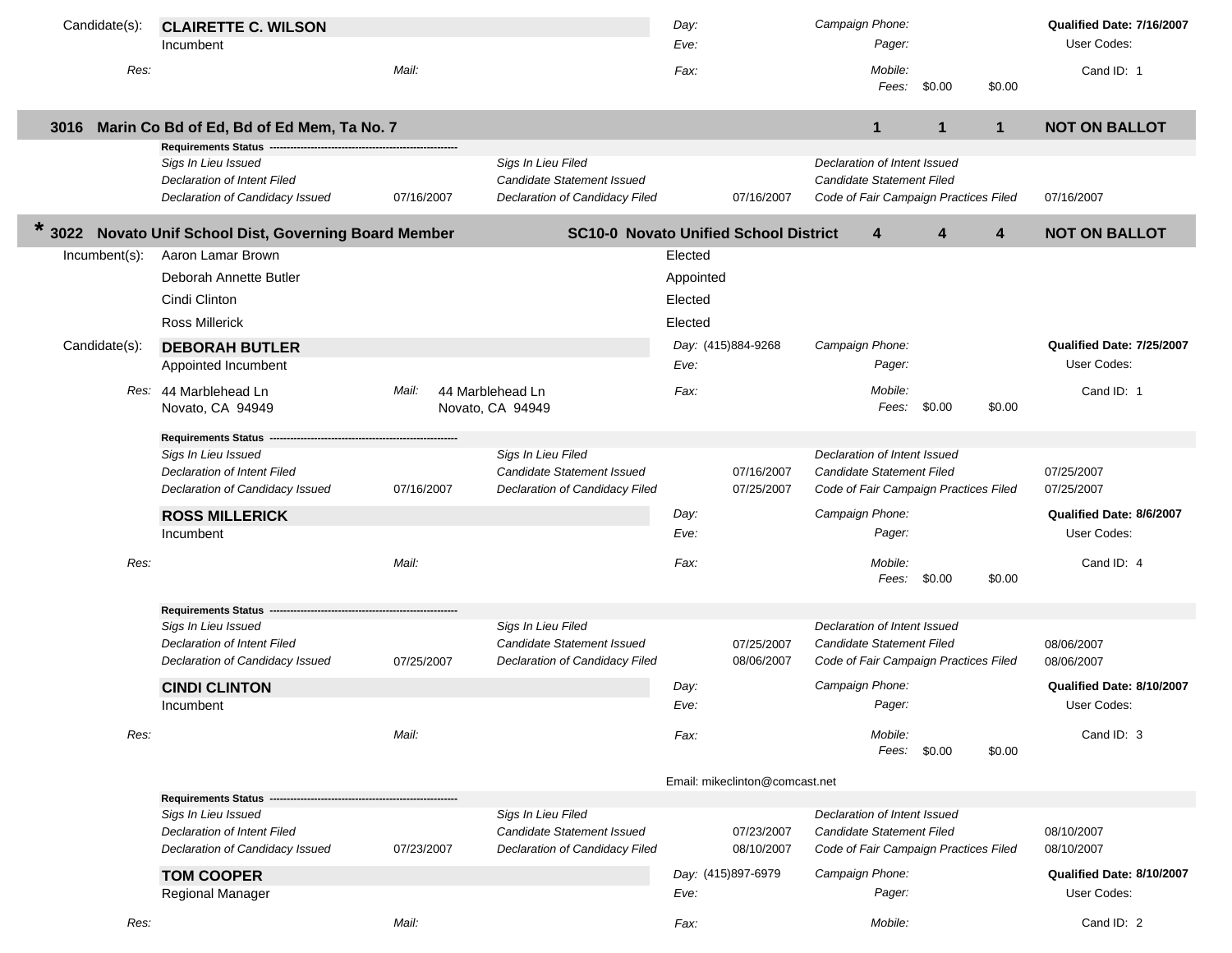**Candidate(s):** **CLAIRETTE C. WILSON**
Incumbent

| | | | |
|---|---|---|---|
| *Day:* | *Campaign Phone:* | **Qualified Date: 7/16/2007** | |
| *Eve:* | *Pager:* | User Codes: | |
| *Res:* | *Mail:* | *Fax:* | *Mobile:* |
| | *Fees:* $0.00 $0.00 | Cand ID: 1 | |

## 3016 Marin Co Bd of Ed, Bd of Ed Mem, Ta No. 7 — 1 1 1 — NOT ON BALLOT

**Requirements Status**

| | | | | | |
|---|---|---|---|---|---|
| *Sigs In Lieu Issued* | | *Sigs In Lieu Filed* | | *Declaration of Intent Issued* | |
| *Declaration of Intent Filed* | | *Candidate Statement Issued* | | *Candidate Statement Filed* | |
| *Declaration of Candidacy Issued* | 07/16/2007 | *Declaration of Candidacy Filed* | 07/16/2007 | *Code of Fair Campaign Practices Filed* | 07/16/2007 |

## * 3022 Novato Unif School Dist, Governing Board Member — SC10-0 Novato Unified School District — 4 4 4 — NOT ON BALLOT

**Incumbent(s):**

| Name | Status |
|---|---|
| Aaron Lamar Brown | Elected |
| Deborah Annette Butler | Appointed |
| Cindi Clinton | Elected |
| Ross Millerick | Elected |

**Candidate(s):**

### DEBORAH BUTLER
Appointed Incumbent

*Day:* (415)884-9268 | *Eve:* | *Fax:*
*Campaign Phone:* | *Pager:* | *Mobile:* | *Fees:* $0.00 $0.00
**Qualified Date: 7/25/2007** | User Codes: | Cand ID: 1

*Res:* 44 Marblehead Ln, Novato, CA 94949
*Mail:* 44 Marblehead Ln, Novato, CA 94949

**Requirements Status**

| | | | | | |
|---|---|---|---|---|---|
| *Sigs In Lieu Issued* | | *Sigs In Lieu Filed* | | *Declaration of Intent Issued* | |
| *Declaration of Intent Filed* | | *Candidate Statement Issued* | 07/16/2007 | *Candidate Statement Filed* | 07/25/2007 |
| *Declaration of Candidacy Issued* | 07/16/2007 | *Declaration of Candidacy Filed* | 07/25/2007 | *Code of Fair Campaign Practices Filed* | 07/25/2007 |

### ROSS MILLERICK
Incumbent

*Day:* | *Eve:* | *Fax:*
*Campaign Phone:* | *Pager:* | *Mobile:* | *Fees:* $0.00 $0.00
**Qualified Date: 8/6/2007** | User Codes: | Cand ID: 4

*Res:*
*Mail:*

**Requirements Status**

| | | | | | |
|---|---|---|---|---|---|
| *Sigs In Lieu Issued* | | *Sigs In Lieu Filed* | | *Declaration of Intent Issued* | |
| *Declaration of Intent Filed* | | *Candidate Statement Issued* | 07/25/2007 | *Candidate Statement Filed* | 08/06/2007 |
| *Declaration of Candidacy Issued* | 07/25/2007 | *Declaration of Candidacy Filed* | 08/06/2007 | *Code of Fair Campaign Practices Filed* | 08/06/2007 |

### CINDI CLINTON
Incumbent

*Day:* | *Eve:* | *Fax:*
*Campaign Phone:* | *Pager:* | *Mobile:* | *Fees:* $0.00 $0.00
**Qualified Date: 8/10/2007** | User Codes: | Cand ID: 3

*Res:*
*Mail:*

Email: mikeclinton@comcast.net

**Requirements Status**

| | | | | | |
|---|---|---|---|---|---|
| *Sigs In Lieu Issued* | | *Sigs In Lieu Filed* | | *Declaration of Intent Issued* | |
| *Declaration of Intent Filed* | | *Candidate Statement Issued* | 07/23/2007 | *Candidate Statement Filed* | 08/10/2007 |
| *Declaration of Candidacy Issued* | 07/23/2007 | *Declaration of Candidacy Filed* | 08/10/2007 | *Code of Fair Campaign Practices Filed* | 08/10/2007 |

### TOM COOPER
Regional Manager

*Day:* (415)897-6979 | *Eve:* | *Fax:*
*Campaign Phone:* | *Pager:* | *Mobile:*
**Qualified Date: 8/10/2007** | User Codes: | Cand ID: 2

*Res:*
*Mail:*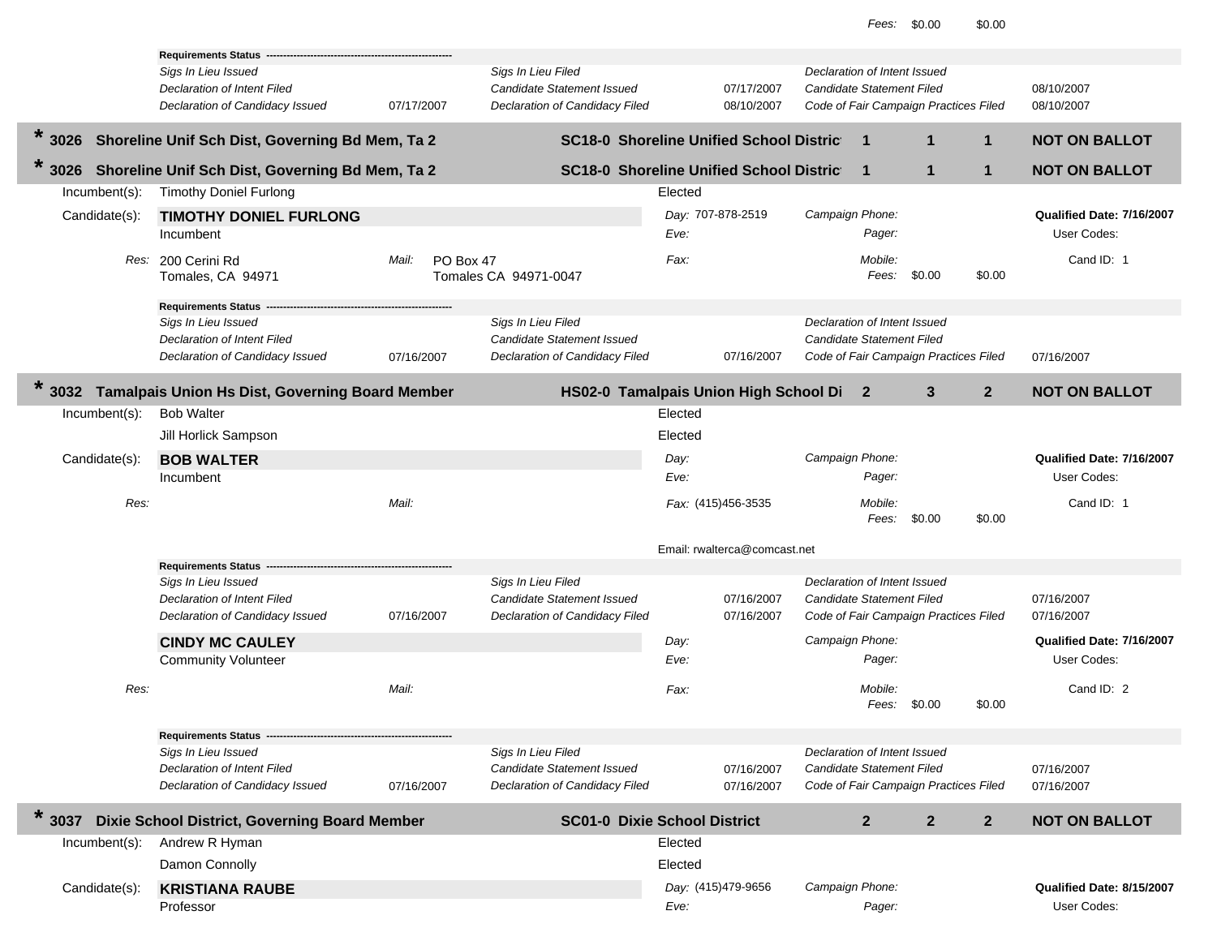Fees: $0.00 $0.00

**Requirements Status**

| | | | | | |
|---|---|---|---|---|---|
| *Sigs In Lieu Issued* | | *Sigs In Lieu Filed* | | *Declaration of Intent Issued* | |
| *Declaration of Intent Filed* | | *Candidate Statement Issued* | 07/17/2007 | *Candidate Statement Filed* | 08/10/2007 |
| *Declaration of Candidacy Issued* | 07/17/2007 | *Declaration of Candidacy Filed* | 08/10/2007 | *Code of Fair Campaign Practices Filed* | 08/10/2007 |

## * 3026 Shoreline Unif Sch Dist, Governing Bd Mem, Ta 2 — SC18-0 Shoreline Unified School Distric — 1 — 1 — 1 — NOT ON BALLOT

## * 3026 Shoreline Unif Sch Dist, Governing Bd Mem, Ta 2 — SC18-0 Shoreline Unified School Distric — 1 — 1 — 1 — NOT ON BALLOT

Incumbent(s): Timothy Doniel Furlong — Elected

Candidate(s): **TIMOTHY DONIEL FURLONG**
Incumbent

*Day:* 707-878-2519
*Eve:*
*Fax:*

*Campaign Phone:*
*Pager:*
*Mobile:*
*Fees:* $0.00 $0.00

**Qualified Date: 7/16/2007**
User Codes:
Cand ID: 1

*Res:* 200 Cerini Rd, Tomales, CA 94971
*Mail:* PO Box 47, Tomales CA 94971-0047

**Requirements Status**

| | | | | | |
|---|---|---|---|---|---|
| *Sigs In Lieu Issued* | | *Sigs In Lieu Filed* | | *Declaration of Intent Issued* | |
| *Declaration of Intent Filed* | | *Candidate Statement Issued* | | *Candidate Statement Filed* | |
| *Declaration of Candidacy Issued* | 07/16/2007 | *Declaration of Candidacy Filed* | 07/16/2007 | *Code of Fair Campaign Practices Filed* | 07/16/2007 |

## * 3032 Tamalpais Union Hs Dist, Governing Board Member — HS02-0 Tamalpais Union High School Di — 2 — 3 — 2 — NOT ON BALLOT

Incumbent(s): Bob Walter — Elected
Jill Horlick Sampson — Elected

Candidate(s): **BOB WALTER**
Incumbent

*Day:*
*Eve:*
*Fax:* (415)456-3535

*Campaign Phone:*
*Pager:*
*Mobile:*
*Fees:* $0.00 $0.00

**Qualified Date: 7/16/2007**
User Codes:
Cand ID: 1

*Res:*
*Mail:*

Email: rwalterca@comcast.net

**Requirements Status**

| | | | | | |
|---|---|---|---|---|---|
| *Sigs In Lieu Issued* | | *Sigs In Lieu Filed* | | *Declaration of Intent Issued* | |
| *Declaration of Intent Filed* | | *Candidate Statement Issued* | 07/16/2007 | *Candidate Statement Filed* | 07/16/2007 |
| *Declaration of Candidacy Issued* | 07/16/2007 | *Declaration of Candidacy Filed* | 07/16/2007 | *Code of Fair Campaign Practices Filed* | 07/16/2007 |

**CINDY MC CAULEY**
Community Volunteer

*Day:*
*Eve:*
*Fax:*

*Campaign Phone:*
*Pager:*
*Mobile:*
*Fees:* $0.00 $0.00

**Qualified Date: 7/16/2007**
User Codes:
Cand ID: 2

*Res:*
*Mail:*

**Requirements Status**

| | | | | | |
|---|---|---|---|---|---|
| *Sigs In Lieu Issued* | | *Sigs In Lieu Filed* | | *Declaration of Intent Issued* | |
| *Declaration of Intent Filed* | | *Candidate Statement Issued* | 07/16/2007 | *Candidate Statement Filed* | 07/16/2007 |
| *Declaration of Candidacy Issued* | 07/16/2007 | *Declaration of Candidacy Filed* | 07/16/2007 | *Code of Fair Campaign Practices Filed* | 07/16/2007 |

## * 3037 Dixie School District, Governing Board Member — SC01-0 Dixie School District — 2 — 2 — 2 — NOT ON BALLOT

Incumbent(s): Andrew R Hyman — Elected
Damon Connolly — Elected

Candidate(s): **KRISTIANA RAUBE**
Professor

*Day:* (415)479-9656
*Eve:*

*Campaign Phone:*
*Pager:*

**Qualified Date: 8/15/2007**
User Codes: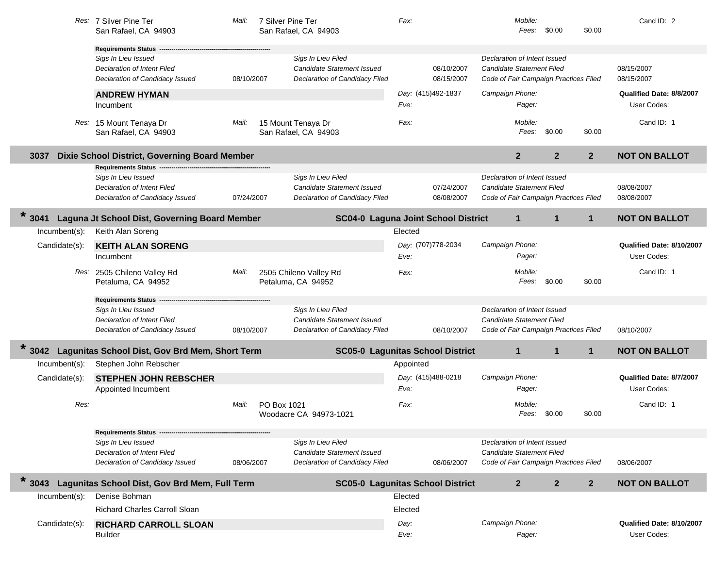Res: 7 Silver Pine Ter, San Rafael, CA 94903 | Mail: 7 Silver Pine Ter, San Rafael, CA 94903 | Fax: | Mobile: | Fees: $0.00 $0.00 | Cand ID: 2

**Requirements Status** ---

| | | | | | |
|---|---|---|---|---|---|
| *Sigs In Lieu Issued* | | *Sigs In Lieu Filed* | | *Declaration of Intent Issued* | |
| *Declaration of Intent Filed* | | *Candidate Statement Issued* | 08/10/2007 | *Candidate Statement Filed* | 08/15/2007 |
| *Declaration of Candidacy Issued* | 08/10/2007 | *Declaration of Candidacy Filed* | 08/15/2007 | *Code of Fair Campaign Practices Filed* | 08/15/2007 |

**ANDREW HYMAN** | Day: (415)492-1837 | Campaign Phone: | **Qualified Date: 8/8/2007**
Incumbent | Eve: | Pager: | User Codes:

Res: 15 Mount Tenaya Dr, San Rafael, CA 94903 | Mail: 15 Mount Tenaya Dr, San Rafael, CA 94903 | Fax: | Mobile: | Fees: $0.00 $0.00 | Cand ID: 1

## 3037 Dixie School District, Governing Board Member — 2 2 2 — NOT ON BALLOT

**Requirements Status** ---

| | | | | | |
|---|---|---|---|---|---|
| *Sigs In Lieu Issued* | | *Sigs In Lieu Filed* | | *Declaration of Intent Issued* | |
| *Declaration of Intent Filed* | | *Candidate Statement Issued* | 07/24/2007 | *Candidate Statement Filed* | 08/08/2007 |
| *Declaration of Candidacy Issued* | 07/24/2007 | *Declaration of Candidacy Filed* | 08/08/2007 | *Code of Fair Campaign Practices Filed* | 08/08/2007 |

## * 3041 Laguna Jt School Dist, Governing Board Member — SC04-0 Laguna Joint School District — 1 1 1 — NOT ON BALLOT

Incumbent(s): Keith Alan Soreng — Elected

Candidate(s): **KEITH ALAN SORENG** | Day: (707)778-2034 | Campaign Phone: | **Qualified Date: 8/10/2007**
Incumbent | Eve: | Pager: | User Codes:

Res: 2505 Chileno Valley Rd, Petaluma, CA 94952 | Mail: 2505 Chileno Valley Rd, Petaluma, CA 94952 | Fax: | Mobile: | Fees: $0.00 $0.00 | Cand ID: 1

**Requirements Status** ---

| | | | | | |
|---|---|---|---|---|---|
| *Sigs In Lieu Issued* | | *Sigs In Lieu Filed* | | *Declaration of Intent Issued* | |
| *Declaration of Intent Filed* | | *Candidate Statement Issued* | | *Candidate Statement Filed* | |
| *Declaration of Candidacy Issued* | 08/10/2007 | *Declaration of Candidacy Filed* | 08/10/2007 | *Code of Fair Campaign Practices Filed* | 08/10/2007 |

## * 3042 Lagunitas School Dist, Gov Brd Mem, Short Term — SC05-0 Lagunitas School District — 1 1 1 — NOT ON BALLOT

Incumbent(s): Stephen John Rebscher — Appointed

Candidate(s): **STEPHEN JOHN REBSCHER** | Day: (415)488-0218 | Campaign Phone: | **Qualified Date: 8/7/2007**
Appointed Incumbent | Eve: | Pager: | User Codes:

Res: | Mail: PO Box 1021, Woodacre CA 94973-1021 | Fax: | Mobile: | Fees: $0.00 $0.00 | Cand ID: 1

**Requirements Status** ---

| | | | | | |
|---|---|---|---|---|---|
| *Sigs In Lieu Issued* | | *Sigs In Lieu Filed* | | *Declaration of Intent Issued* | |
| *Declaration of Intent Filed* | | *Candidate Statement Issued* | | *Candidate Statement Filed* | |
| *Declaration of Candidacy Issued* | 08/06/2007 | *Declaration of Candidacy Filed* | 08/06/2007 | *Code of Fair Campaign Practices Filed* | 08/06/2007 |

## * 3043 Lagunitas School Dist, Gov Brd Mem, Full Term — SC05-0 Lagunitas School District — 2 2 2 — NOT ON BALLOT

Incumbent(s): Denise Bohman — Elected
Richard Charles Carroll Sloan — Elected

Candidate(s): **RICHARD CARROLL SLOAN** | Day: | Campaign Phone: | **Qualified Date: 8/10/2007**
Builder | Eve: | Pager: | User Codes: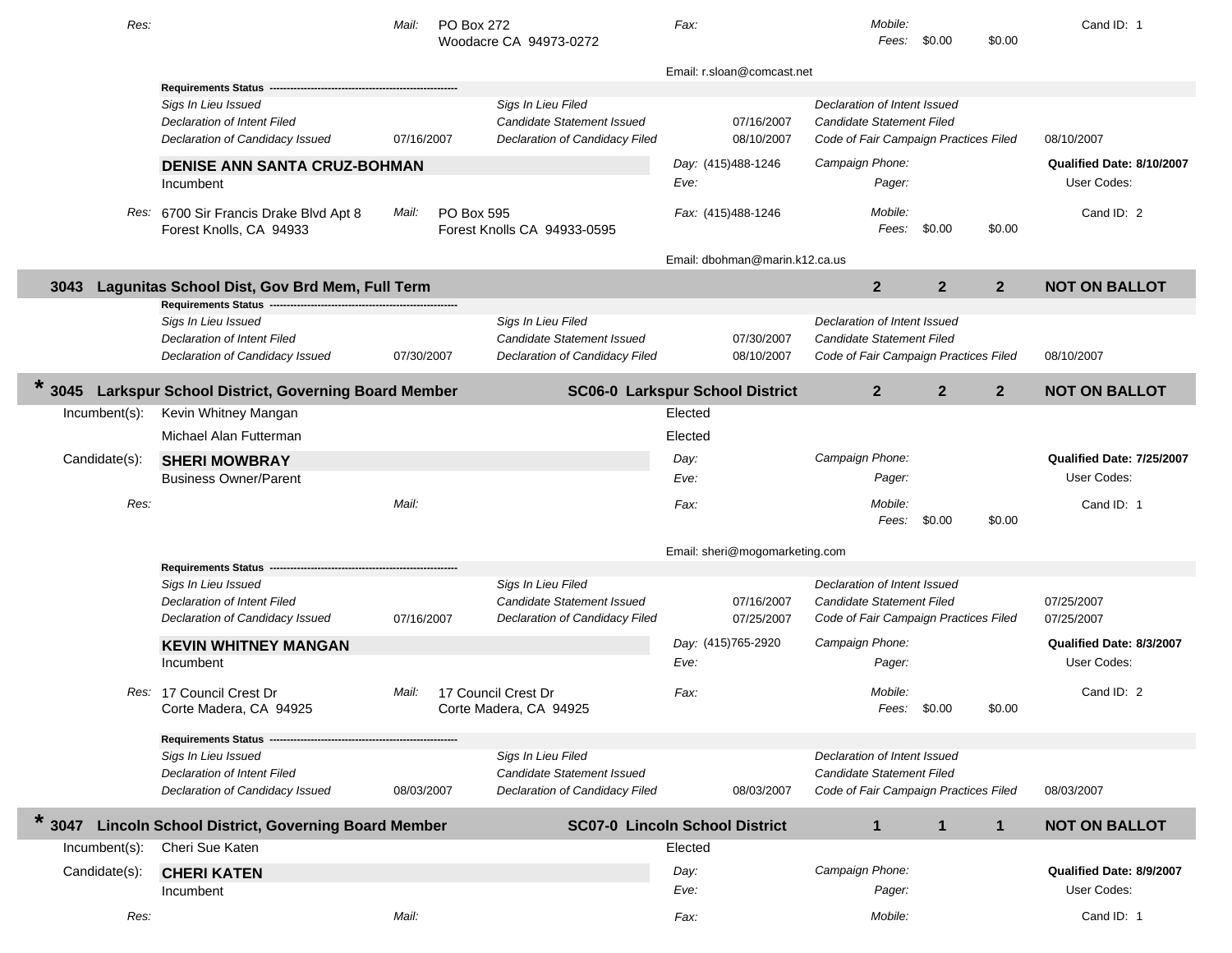Res: | Mail: PO Box 272, Woodacre CA 94973-0272 | Fax: | Mobile: | Fees: $0.00 $0.00 | Cand ID: 1

Email: r.sloan@comcast.net

**Requirements Status**

| | | | | | |
|---|---|---|---|---|---|
| *Sigs In Lieu Issued* | | *Sigs In Lieu Filed* | | *Declaration of Intent Issued* | |
| *Declaration of Intent Filed* | | *Candidate Statement Issued* | 07/16/2007 | *Candidate Statement Filed* | |
| *Declaration of Candidacy Issued* | 07/16/2007 | *Declaration of Candidacy Filed* | 08/10/2007 | *Code of Fair Campaign Practices Filed* | 08/10/2007 |

**DENISE ANN SANTA CRUZ-BOHMAN**
Incumbent

Day: (415)488-1246 | Campaign Phone: | **Qualified Date: 8/10/2007**
Eve: | Pager: | User Codes:

*Res:* 6700 Sir Francis Drake Blvd Apt 8, Forest Knolls, CA 94933 | *Mail:* PO Box 595, Forest Knolls CA 94933-0595 | *Fax:* (415)488-1246 | *Mobile:* | *Fees:* $0.00 $0.00 | Cand ID: 2

Email: dbohman@marin.k12.ca.us

## 3043 Lagunitas School Dist, Gov Brd Mem, Full Term — 2 2 2 — NOT ON BALLOT

**Requirements Status**

| | | | | | |
|---|---|---|---|---|---|
| *Sigs In Lieu Issued* | | *Sigs In Lieu Filed* | | *Declaration of Intent Issued* | |
| *Declaration of Intent Filed* | | *Candidate Statement Issued* | 07/30/2007 | *Candidate Statement Filed* | |
| *Declaration of Candidacy Issued* | 07/30/2007 | *Declaration of Candidacy Filed* | 08/10/2007 | *Code of Fair Campaign Practices Filed* | 08/10/2007 |

## * 3045 Larkspur School District, Governing Board Member — SC06-0 Larkspur School District — 2 2 2 — NOT ON BALLOT

Incumbent(s): Kevin Whitney Mangan — Elected
Michael Alan Futterman — Elected

Candidate(s):

**SHERI MOWBRAY**
Business Owner/Parent

Day: | Campaign Phone: | **Qualified Date: 7/25/2007**
Eve: | Pager: | User Codes:

*Res:* | *Mail:* | *Fax:* | *Mobile:* | *Fees:* $0.00 $0.00 | Cand ID: 1

Email: sheri@mogomarketing.com

**Requirements Status**

| | | | | | |
|---|---|---|---|---|---|
| *Sigs In Lieu Issued* | | *Sigs In Lieu Filed* | | *Declaration of Intent Issued* | |
| *Declaration of Intent Filed* | | *Candidate Statement Issued* | 07/16/2007 | *Candidate Statement Filed* | 07/25/2007 |
| *Declaration of Candidacy Issued* | 07/16/2007 | *Declaration of Candidacy Filed* | 07/25/2007 | *Code of Fair Campaign Practices Filed* | 07/25/2007 |

**KEVIN WHITNEY MANGAN**
Incumbent

Day: (415)765-2920 | Campaign Phone: | **Qualified Date: 8/3/2007**
Eve: | Pager: | User Codes:

*Res:* 17 Council Crest Dr, Corte Madera, CA 94925 | *Mail:* 17 Council Crest Dr, Corte Madera, CA 94925 | *Fax:* | *Mobile:* | *Fees:* $0.00 $0.00 | Cand ID: 2

**Requirements Status**

| | | | | | |
|---|---|---|---|---|---|
| *Sigs In Lieu Issued* | | *Sigs In Lieu Filed* | | *Declaration of Intent Issued* | |
| *Declaration of Intent Filed* | | *Candidate Statement Issued* | | *Candidate Statement Filed* | |
| *Declaration of Candidacy Issued* | 08/03/2007 | *Declaration of Candidacy Filed* | 08/03/2007 | *Code of Fair Campaign Practices Filed* | 08/03/2007 |

## * 3047 Lincoln School District, Governing Board Member — SC07-0 Lincoln School District — 1 1 1 — NOT ON BALLOT

Incumbent(s): Cheri Sue Katen — Elected

Candidate(s):

**CHERI KATEN**
Incumbent

Day: | Campaign Phone: | **Qualified Date: 8/9/2007**
Eve: | Pager: | User Codes:

*Res:* | *Mail:* | *Fax:* | *Mobile:* | Cand ID: 1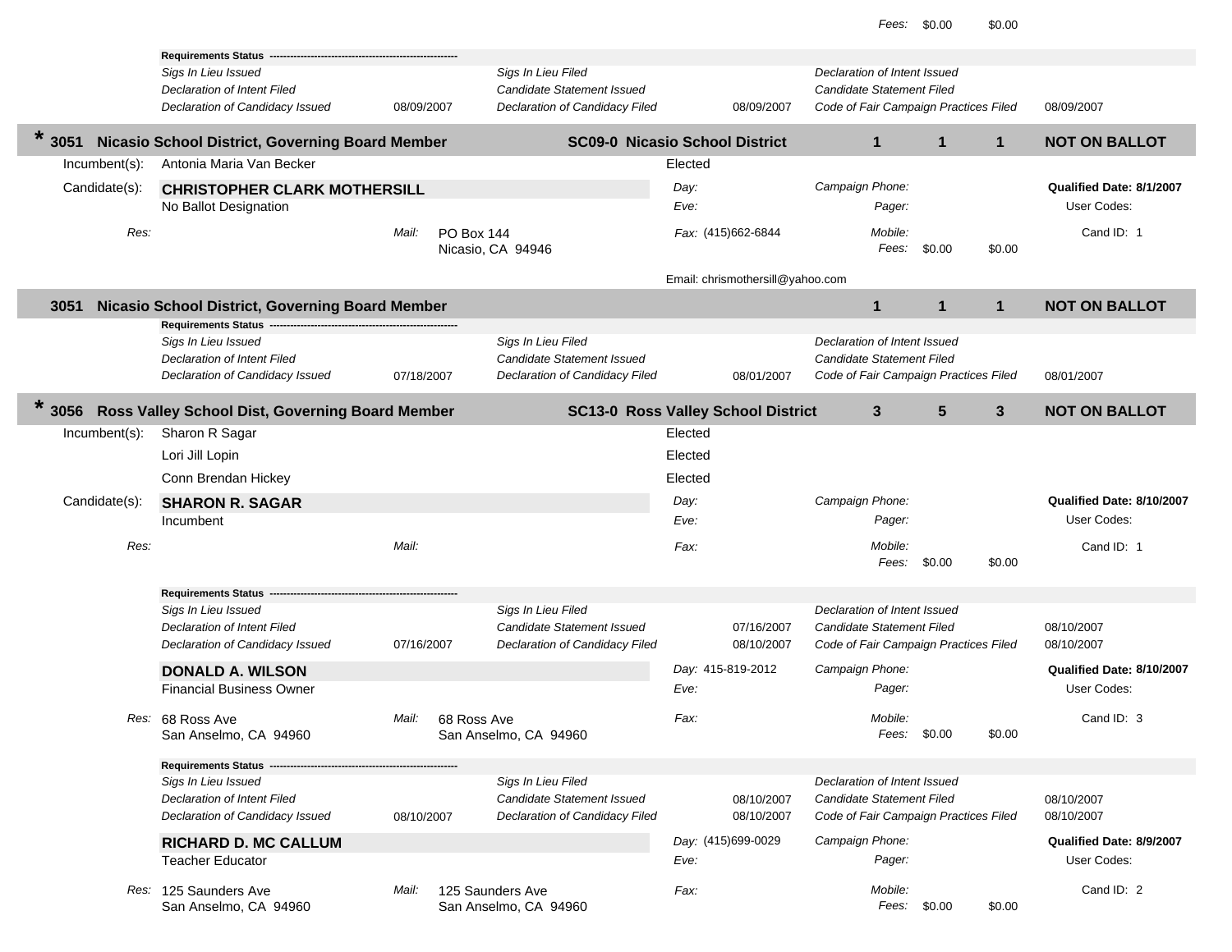Fees: $0.00 $0.00

**Requirements Status**

| | | | | | |
|---|---|---|---|---|---|
| *Sigs In Lieu Issued* | | *Sigs In Lieu Filed* | | *Declaration of Intent Issued* | |
| *Declaration of Intent Filed* | | *Candidate Statement Issued* | | *Candidate Statement Filed* | |
| *Declaration of Candidacy Issued* | 08/09/2007 | *Declaration of Candidacy Filed* | 08/09/2007 | *Code of Fair Campaign Practices Filed* | 08/09/2007 |

## * 3051 Nicasio School District, Governing Board Member — SC09-0 Nicasio School District — 1 1 1 — NOT ON BALLOT

Incumbent(s): Antonia Maria Van Becker — Elected

Candidate(s): **CHRISTOPHER CLARK MOTHERSILL**
No Ballot Designation

*Day:*
*Eve:*
*Campaign Phone:*
*Pager:*
**Qualified Date: 8/1/2007**
User Codes:

*Res:*
*Mail:* PO Box 144
Nicasio, CA 94946
*Fax:* (415)662-6844
*Mobile:*
*Fees:* $0.00 $0.00
Cand ID: 1

Email: chrismothersill@yahoo.com

## 3051 Nicasio School District, Governing Board Member — 1 1 1 — NOT ON BALLOT

**Requirements Status**

| | | | | | |
|---|---|---|---|---|---|
| *Sigs In Lieu Issued* | | *Sigs In Lieu Filed* | | *Declaration of Intent Issued* | |
| *Declaration of Intent Filed* | | *Candidate Statement Issued* | | *Candidate Statement Filed* | |
| *Declaration of Candidacy Issued* | 07/18/2007 | *Declaration of Candidacy Filed* | 08/01/2007 | *Code of Fair Campaign Practices Filed* | 08/01/2007 |

## * 3056 Ross Valley School Dist, Governing Board Member — SC13-0 Ross Valley School District — 3 5 3 — NOT ON BALLOT

Incumbent(s):
- Sharon R Sagar — Elected
- Lori Jill Lopin — Elected
- Conn Brendan Hickey — Elected

Candidate(s): **SHARON R. SAGAR**
Incumbent

*Day:*
*Eve:*
*Campaign Phone:*
*Pager:*
**Qualified Date: 8/10/2007**
User Codes:

*Res:*
*Mail:*
*Fax:*
*Mobile:*
*Fees:* $0.00 $0.00
Cand ID: 1

**Requirements Status**

| | | | | | |
|---|---|---|---|---|---|
| *Sigs In Lieu Issued* | | *Sigs In Lieu Filed* | | *Declaration of Intent Issued* | |
| *Declaration of Intent Filed* | | *Candidate Statement Issued* | 07/16/2007 | *Candidate Statement Filed* | 08/10/2007 |
| *Declaration of Candidacy Issued* | 07/16/2007 | *Declaration of Candidacy Filed* | 08/10/2007 | *Code of Fair Campaign Practices Filed* | 08/10/2007 |

**DONALD A. WILSON**
Financial Business Owner

*Day:* 415-819-2012
*Eve:*
*Campaign Phone:*
*Pager:*
**Qualified Date: 8/10/2007**
User Codes:

*Res:* 68 Ross Ave
San Anselmo, CA 94960
*Mail:* 68 Ross Ave
San Anselmo, CA 94960
*Fax:*
*Mobile:*
*Fees:* $0.00 $0.00
Cand ID: 3

**Requirements Status**

| | | | | | |
|---|---|---|---|---|---|
| *Sigs In Lieu Issued* | | *Sigs In Lieu Filed* | | *Declaration of Intent Issued* | |
| *Declaration of Intent Filed* | | *Candidate Statement Issued* | 08/10/2007 | *Candidate Statement Filed* | 08/10/2007 |
| *Declaration of Candidacy Issued* | 08/10/2007 | *Declaration of Candidacy Filed* | 08/10/2007 | *Code of Fair Campaign Practices Filed* | 08/10/2007 |

**RICHARD D. MC CALLUM**
Teacher Educator

*Day:* (415)699-0029
*Eve:*
*Campaign Phone:*
*Pager:*
**Qualified Date: 8/9/2007**
User Codes:

*Res:* 125 Saunders Ave
San Anselmo, CA 94960
*Mail:* 125 Saunders Ave
San Anselmo, CA 94960
*Fax:*
*Mobile:*
*Fees:* $0.00 $0.00
Cand ID: 2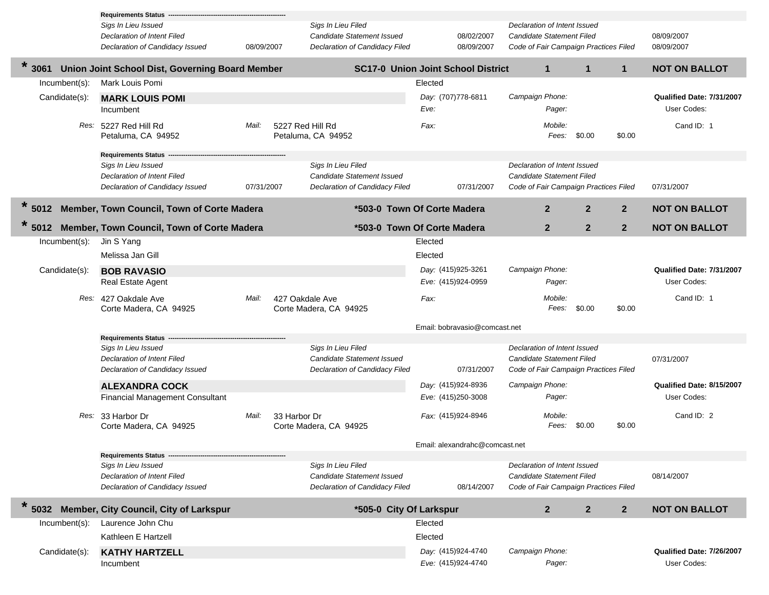**Requirements Status** -------------------------------------------------------

| | | | | | |
|---|---|---|---|---|---|
| *Sigs In Lieu Issued* | | *Sigs In Lieu Filed* | | *Declaration of Intent Issued* | |
| *Declaration of Intent Filed* | | *Candidate Statement Issued* | 08/02/2007 | *Candidate Statement Filed* | 08/09/2007 |
| *Declaration of Candidacy Issued* | 08/09/2007 | *Declaration of Candidacy Filed* | 08/09/2007 | *Code of Fair Campaign Practices Filed* | 08/09/2007 |

## * 3061 Union Joint School Dist, Governing Board Member — SC17-0 Union Joint School District — 1 1 1 — NOT ON BALLOT

Incumbent(s): Mark Louis Pomi — Elected

Candidate(s): **MARK LOUIS POMI**
Incumbent

*Day:* (707)778-6811 *Campaign Phone:* **Qualified Date: 7/31/2007**
*Eve:* *Pager:* User Codes:

*Res:* 5227 Red Hill Rd, Petaluma, CA 94952 *Mail:* 5227 Red Hill Rd, Petaluma, CA 94952
*Fax:* *Mobile:* *Fees:* $0.00 $0.00 Cand ID: 1

**Requirements Status** -------------------------------------------------------

| | | | | | |
|---|---|---|---|---|---|
| *Sigs In Lieu Issued* | | *Sigs In Lieu Filed* | | *Declaration of Intent Issued* | |
| *Declaration of Intent Filed* | | *Candidate Statement Issued* | | *Candidate Statement Filed* | |
| *Declaration of Candidacy Issued* | 07/31/2007 | *Declaration of Candidacy Filed* | 07/31/2007 | *Code of Fair Campaign Practices Filed* | 07/31/2007 |

## * 5012 Member, Town Council, Town of Corte Madera — *503-0 Town Of Corte Madera — 2 2 2 — NOT ON BALLOT

## * 5012 Member, Town Council, Town of Corte Madera — *503-0 Town Of Corte Madera — 2 2 2 — NOT ON BALLOT

Incumbent(s): Jin S Yang — Elected
Melissa Jan Gill — Elected

Candidate(s): **BOB RAVASIO**
Real Estate Agent

*Day:* (415)925-3261 *Campaign Phone:* **Qualified Date: 7/31/2007**
*Eve:* (415)924-0959 *Pager:* User Codes:

*Res:* 427 Oakdale Ave, Corte Madera, CA 94925 *Mail:* 427 Oakdale Ave, Corte Madera, CA 94925
*Fax:* *Mobile:* *Fees:* $0.00 $0.00 Cand ID: 1

Email: bobravasio@comcast.net

**Requirements Status** -------------------------------------------------------

| | | | | | |
|---|---|---|---|---|---|
| *Sigs In Lieu Issued* | | *Sigs In Lieu Filed* | | *Declaration of Intent Issued* | |
| *Declaration of Intent Filed* | | *Candidate Statement Issued* | | *Candidate Statement Filed* | 07/31/2007 |
| *Declaration of Candidacy Issued* | | *Declaration of Candidacy Filed* | 07/31/2007 | *Code of Fair Campaign Practices Filed* | |

**ALEXANDRA COCK**
Financial Management Consultant

*Day:* (415)924-8936 *Campaign Phone:* **Qualified Date: 8/15/2007**
*Eve:* (415)250-3008 *Pager:* User Codes:

*Res:* 33 Harbor Dr, Corte Madera, CA 94925 *Mail:* 33 Harbor Dr, Corte Madera, CA 94925
*Fax:* (415)924-8946 *Mobile:* *Fees:* $0.00 $0.00 Cand ID: 2

Email: alexandrahc@comcast.net

**Requirements Status** -------------------------------------------------------

| | | | | | |
|---|---|---|---|---|---|
| *Sigs In Lieu Issued* | | *Sigs In Lieu Filed* | | *Declaration of Intent Issued* | |
| *Declaration of Intent Filed* | | *Candidate Statement Issued* | | *Candidate Statement Filed* | 08/14/2007 |
| *Declaration of Candidacy Issued* | | *Declaration of Candidacy Filed* | 08/14/2007 | *Code of Fair Campaign Practices Filed* | |

## * 5032 Member, City Council, City of Larkspur — *505-0 City Of Larkspur — 2 2 2 — NOT ON BALLOT

Incumbent(s): Laurence John Chu — Elected
Kathleen E Hartzell — Elected

Candidate(s): **KATHY HARTZELL**
Incumbent

*Day:* (415)924-4740 *Campaign Phone:* **Qualified Date: 7/26/2007**
*Eve:* (415)924-4740 *Pager:* User Codes: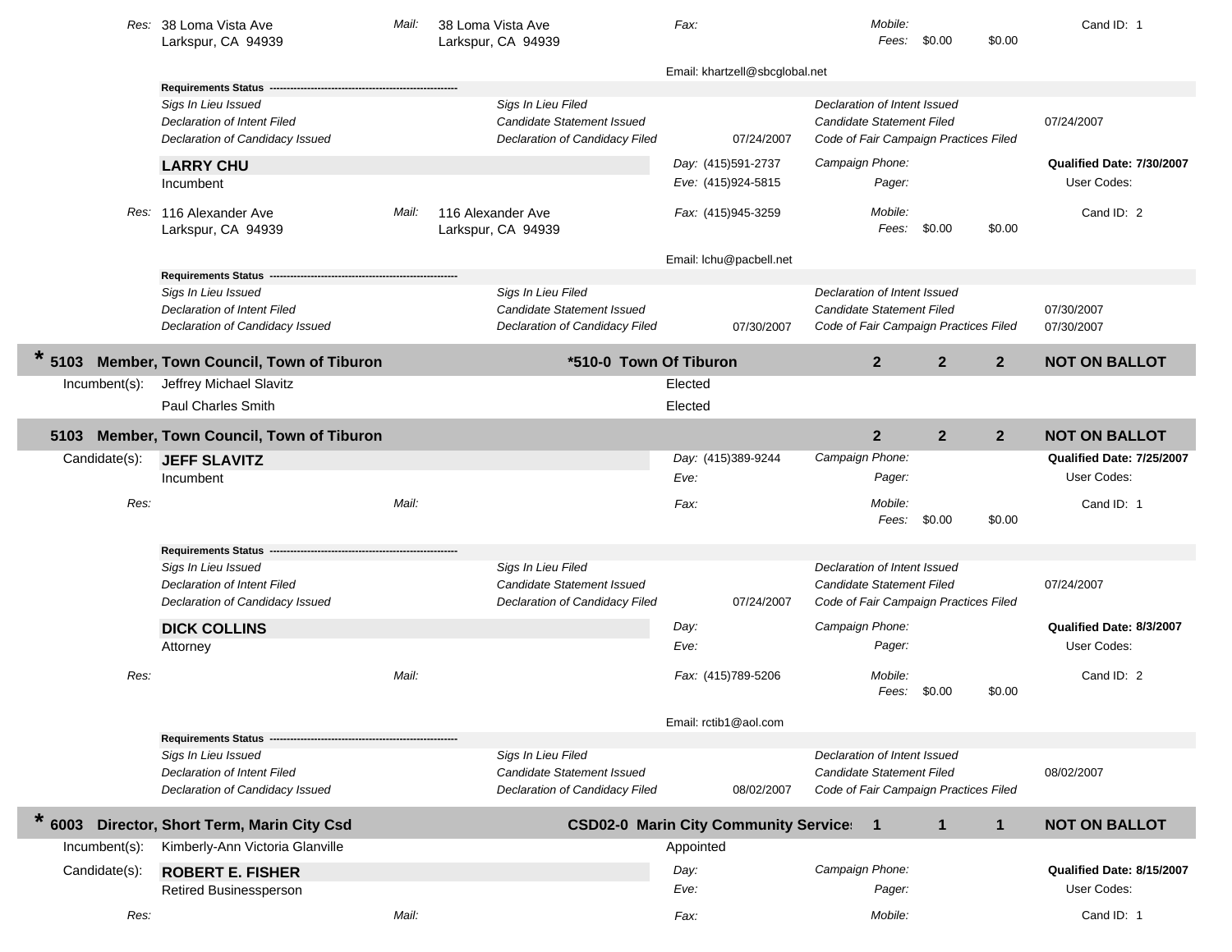Res: 38 Loma Vista Ave
Larkspur, CA 94939

Mail: 38 Loma Vista Ave
Larkspur, CA 94939

Fax:

Mobile:
Fees: $0.00 $0.00

Cand ID: 1

Email: khartzell@sbcglobal.net

**Requirements Status**

| | | | |
|---|---|---|---|
| *Sigs In Lieu Issued* | *Sigs In Lieu Filed* | *Declaration of Intent Issued* | |
| *Declaration of Intent Filed* | *Candidate Statement Issued* | *Candidate Statement Filed* | 07/24/2007 |
| *Declaration of Candidacy Issued* | *Declaration of Candidacy Filed* 07/24/2007 | *Code of Fair Campaign Practices Filed* | |

**LARRY CHU**
Incumbent

Day: (415)591-2737
Eve: (415)924-5815

Campaign Phone:
Pager:

**Qualified Date: 7/30/2007**
User Codes:

Res: 116 Alexander Ave
Larkspur, CA 94939

Mail: 116 Alexander Ave
Larkspur, CA 94939

Fax: (415)945-3259

Mobile:
Fees: $0.00 $0.00

Cand ID: 2

Email: lchu@pacbell.net

**Requirements Status**

| | | | |
|---|---|---|---|
| *Sigs In Lieu Issued* | *Sigs In Lieu Filed* | *Declaration of Intent Issued* | |
| *Declaration of Intent Filed* | *Candidate Statement Issued* | *Candidate Statement Filed* | 07/30/2007 |
| *Declaration of Candidacy Issued* | *Declaration of Candidacy Filed* 07/30/2007 | *Code of Fair Campaign Practices Filed* | 07/30/2007 |

## * 5103 Member, Town Council, Town of Tiburon — *510-0 Town Of Tiburon — 2 2 2 — NOT ON BALLOT

Incumbent(s):
- Jeffrey Michael Slavitz — Elected
- Paul Charles Smith — Elected

## 5103 Member, Town Council, Town of Tiburon — 2 2 2 — NOT ON BALLOT

Candidate(s):

**JEFF SLAVITZ**
Incumbent

Day: (415)389-9244
Eve:

Campaign Phone:
Pager:

**Qualified Date: 7/25/2007**
User Codes:

Res:

Mail:

Fax:

Mobile:
Fees: $0.00 $0.00

Cand ID: 1

**Requirements Status**

| | | | |
|---|---|---|---|
| *Sigs In Lieu Issued* | *Sigs In Lieu Filed* | *Declaration of Intent Issued* | |
| *Declaration of Intent Filed* | *Candidate Statement Issued* | *Candidate Statement Filed* | 07/24/2007 |
| *Declaration of Candidacy Issued* | *Declaration of Candidacy Filed* 07/24/2007 | *Code of Fair Campaign Practices Filed* | |

**DICK COLLINS**
Attorney

Day:
Eve:

Campaign Phone:
Pager:

**Qualified Date: 8/3/2007**
User Codes:

Res:

Mail:

Fax: (415)789-5206

Mobile:
Fees: $0.00 $0.00

Cand ID: 2

Email: rctib1@aol.com

**Requirements Status**

| | | | |
|---|---|---|---|
| *Sigs In Lieu Issued* | *Sigs In Lieu Filed* | *Declaration of Intent Issued* | |
| *Declaration of Intent Filed* | *Candidate Statement Issued* | *Candidate Statement Filed* | 08/02/2007 |
| *Declaration of Candidacy Issued* | *Declaration of Candidacy Filed* 08/02/2007 | *Code of Fair Campaign Practices Filed* | |

## * 6003 Director, Short Term, Marin City Csd — CSD02-0 Marin City Community Service: 1 1 1 — NOT ON BALLOT

Incumbent(s): Kimberly-Ann Victoria Glanville — Appointed

Candidate(s):

**ROBERT E. FISHER**
Retired Businessperson

Day:
Eve:

Campaign Phone:
Pager:

**Qualified Date: 8/15/2007**
User Codes:

Res:

Mail:

Fax:

Mobile:

Cand ID: 1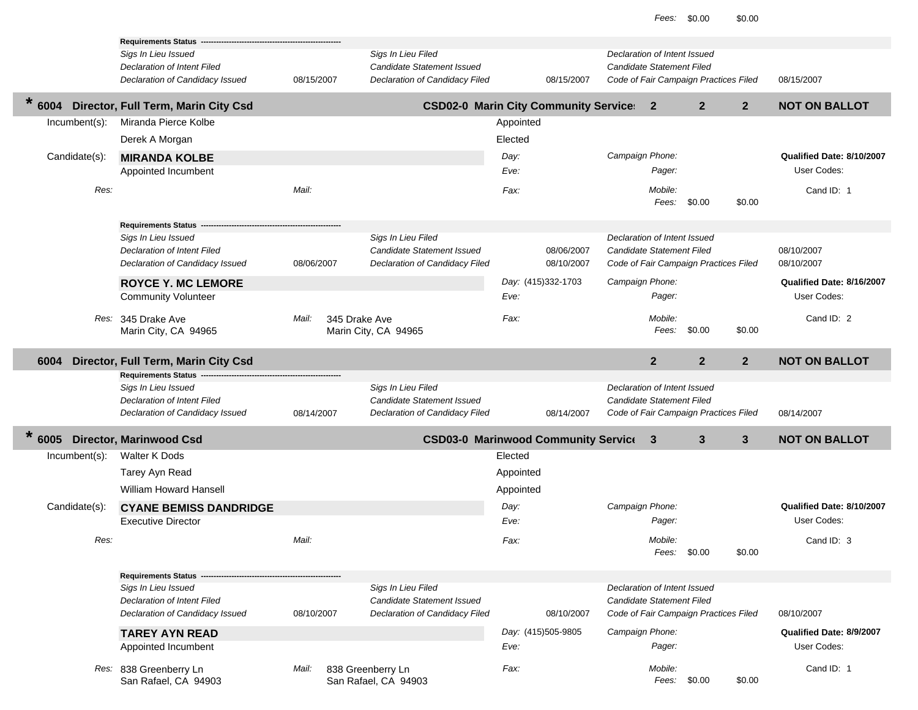Fees: $0.00 $0.00

**Requirements Status**

| | | | | | |
|---|---|---|---|---|---|
| *Sigs In Lieu Issued* | | *Sigs In Lieu Filed* | | *Declaration of Intent Issued* | |
| *Declaration of Intent Filed* | | *Candidate Statement Issued* | | *Candidate Statement Filed* | |
| *Declaration of Candidacy Issued* | 08/15/2007 | *Declaration of Candidacy Filed* | 08/15/2007 | *Code of Fair Campaign Practices Filed* | 08/15/2007 |

## * 6004 Director, Full Term, Marin City Csd — CSD02-0 Marin City Community Service — 2 — 2 — 2 — NOT ON BALLOT

Incumbent(s):
- Miranda Pierce Kolbe — Appointed
- Derek A Morgan — Elected

Candidate(s):

**MIRANDA KOLBE**
Appointed Incumbent

*Day:*
*Eve:*
*Campaign Phone:*
*Pager:*
**Qualified Date: 8/10/2007**
User Codes:

*Res:*
*Mail:*
*Fax:*
*Mobile:*
*Fees:* $0.00 $0.00
Cand ID: 1

**Requirements Status**

| | | | | | |
|---|---|---|---|---|---|
| *Sigs In Lieu Issued* | | *Sigs In Lieu Filed* | | *Declaration of Intent Issued* | |
| *Declaration of Intent Filed* | | *Candidate Statement Issued* | 08/06/2007 | *Candidate Statement Filed* | 08/10/2007 |
| *Declaration of Candidacy Issued* | 08/06/2007 | *Declaration of Candidacy Filed* | 08/10/2007 | *Code of Fair Campaign Practices Filed* | 08/10/2007 |

**ROYCE Y. MC LEMORE**
Community Volunteer

*Day:* (415)332-1703
*Eve:*
*Campaign Phone:*
*Pager:*
**Qualified Date: 8/16/2007**
User Codes:

*Res:* 345 Drake Ave, Marin City, CA 94965
*Mail:* 345 Drake Ave, Marin City, CA 94965
*Fax:*
*Mobile:*
*Fees:* $0.00 $0.00
Cand ID: 2

## 6004 Director, Full Term, Marin City Csd — 2 — 2 — 2 — NOT ON BALLOT

**Requirements Status**

| | | | | | |
|---|---|---|---|---|---|
| *Sigs In Lieu Issued* | | *Sigs In Lieu Filed* | | *Declaration of Intent Issued* | |
| *Declaration of Intent Filed* | | *Candidate Statement Issued* | | *Candidate Statement Filed* | |
| *Declaration of Candidacy Issued* | 08/14/2007 | *Declaration of Candidacy Filed* | 08/14/2007 | *Code of Fair Campaign Practices Filed* | 08/14/2007 |

## * 6005 Director, Marinwood Csd — CSD03-0 Marinwood Community Service — 3 — 3 — 3 — NOT ON BALLOT

Incumbent(s):
- Walter K Dods — Elected
- Tarey Ayn Read — Appointed
- William Howard Hansell — Appointed

Candidate(s):

**CYANE BEMISS DANDRIDGE**
Executive Director

*Day:*
*Eve:*
*Campaign Phone:*
*Pager:*
**Qualified Date: 8/10/2007**
User Codes:

*Res:*
*Mail:*
*Fax:*
*Mobile:*
*Fees:* $0.00 $0.00
Cand ID: 3

**Requirements Status**

| | | | | | |
|---|---|---|---|---|---|
| *Sigs In Lieu Issued* | | *Sigs In Lieu Filed* | | *Declaration of Intent Issued* | |
| *Declaration of Intent Filed* | | *Candidate Statement Issued* | | *Candidate Statement Filed* | |
| *Declaration of Candidacy Issued* | 08/10/2007 | *Declaration of Candidacy Filed* | 08/10/2007 | *Code of Fair Campaign Practices Filed* | 08/10/2007 |

**TAREY AYN READ**
Appointed Incumbent

*Day:* (415)505-9805
*Eve:*
*Campaign Phone:*
*Pager:*
**Qualified Date: 8/9/2007**
User Codes:

*Res:* 838 Greenberry Ln, San Rafael, CA 94903
*Mail:* 838 Greenberry Ln, San Rafael, CA 94903
*Fax:*
*Mobile:*
*Fees:* $0.00 $0.00
Cand ID: 1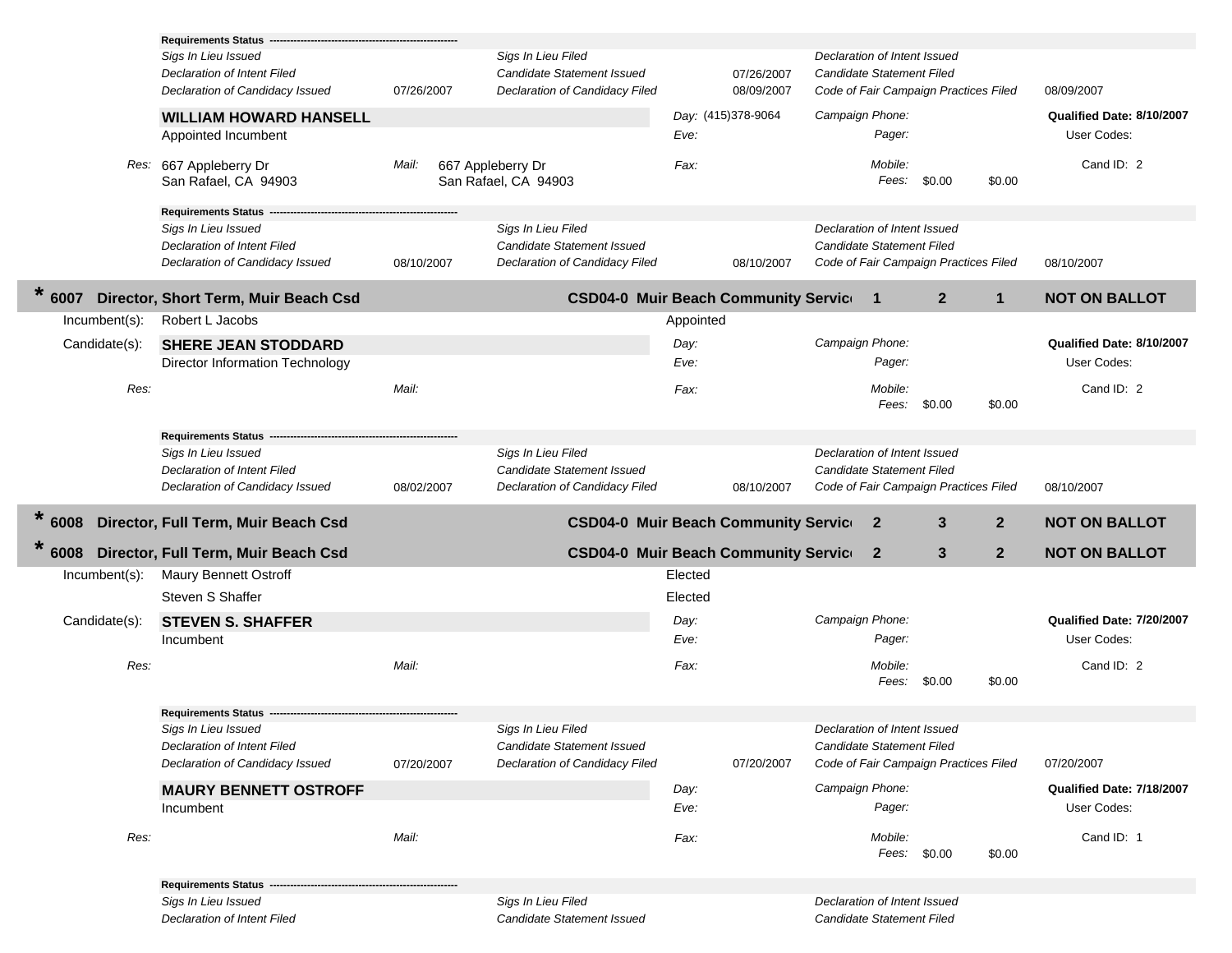**Requirements Status** ----------------------------------------------------

| | | | | | |
|---|---|---|---|---|---|
| *Sigs In Lieu Issued* | | *Sigs In Lieu Filed* | | *Declaration of Intent Issued* | |
| *Declaration of Intent Filed* | | *Candidate Statement Issued* | 07/26/2007 | *Candidate Statement Filed* | |
| *Declaration of Candidacy Issued* | 07/26/2007 | *Declaration of Candidacy Filed* | 08/09/2007 | *Code of Fair Campaign Practices Filed* | 08/09/2007 |

**WILLIAM HOWARD HANSELL**
Appointed Incumbent

*Day:* (415)378-9064 | *Eve:* | *Campaign Phone:* | *Pager:* | **Qualified Date: 8/10/2007** | User Codes:

*Res:* 667 Appleberry Dr, San Rafael, CA 94903
*Mail:* 667 Appleberry Dr, San Rafael, CA 94903
*Fax:* | *Mobile:* | *Fees:* $0.00 $0.00 | Cand ID: 2

**Requirements Status** ----------------------------------------------------

| | | | | | |
|---|---|---|---|---|---|
| *Sigs In Lieu Issued* | | *Sigs In Lieu Filed* | | *Declaration of Intent Issued* | |
| *Declaration of Intent Filed* | | *Candidate Statement Issued* | | *Candidate Statement Filed* | |
| *Declaration of Candidacy Issued* | 08/10/2007 | *Declaration of Candidacy Filed* | 08/10/2007 | *Code of Fair Campaign Practices Filed* | 08/10/2007 |

## * 6007 Director, Short Term, Muir Beach Csd — CSD04-0 Muir Beach Community Servic 1 2 1 NOT ON BALLOT

Incumbent(s): Robert L Jacobs — Appointed

Candidate(s): **SHERE JEAN STODDARD**
Director Information Technology

*Day:* | *Eve:* | *Campaign Phone:* | *Pager:* | **Qualified Date: 8/10/2007** | User Codes:

*Res:* | *Mail:* | *Fax:* | *Mobile:* | *Fees:* $0.00 $0.00 | Cand ID: 2

**Requirements Status** ----------------------------------------------------

| | | | | | |
|---|---|---|---|---|---|
| *Sigs In Lieu Issued* | | *Sigs In Lieu Filed* | | *Declaration of Intent Issued* | |
| *Declaration of Intent Filed* | | *Candidate Statement Issued* | | *Candidate Statement Filed* | |
| *Declaration of Candidacy Issued* | 08/02/2007 | *Declaration of Candidacy Filed* | 08/10/2007 | *Code of Fair Campaign Practices Filed* | 08/10/2007 |

## * 6008 Director, Full Term, Muir Beach Csd — CSD04-0 Muir Beach Community Servic 2 3 2 NOT ON BALLOT

## * 6008 Director, Full Term, Muir Beach Csd — CSD04-0 Muir Beach Community Servic 2 3 2 NOT ON BALLOT

Incumbent(s): Maury Bennett Ostroff — Elected
Steven S Shaffer — Elected

Candidate(s): **STEVEN S. SHAFFER**
Incumbent

*Day:* | *Eve:* | *Campaign Phone:* | *Pager:* | **Qualified Date: 7/20/2007** | User Codes:

*Res:* | *Mail:* | *Fax:* | *Mobile:* | *Fees:* $0.00 $0.00 | Cand ID: 2

**Requirements Status** ----------------------------------------------------

| | | | | | |
|---|---|---|---|---|---|
| *Sigs In Lieu Issued* | | *Sigs In Lieu Filed* | | *Declaration of Intent Issued* | |
| *Declaration of Intent Filed* | | *Candidate Statement Issued* | | *Candidate Statement Filed* | |
| *Declaration of Candidacy Issued* | 07/20/2007 | *Declaration of Candidacy Filed* | 07/20/2007 | *Code of Fair Campaign Practices Filed* | 07/20/2007 |

**MAURY BENNETT OSTROFF**
Incumbent

*Day:* | *Eve:* | *Campaign Phone:* | *Pager:* | **Qualified Date: 7/18/2007** | User Codes:

*Res:* | *Mail:* | *Fax:* | *Mobile:* | *Fees:* $0.00 $0.00 | Cand ID: 1

**Requirements Status** ----------------------------------------------------

| | | | | | |
|---|---|---|---|---|---|
| *Sigs In Lieu Issued* | | *Sigs In Lieu Filed* | | *Declaration of Intent Issued* | |
| *Declaration of Intent Filed* | | *Candidate Statement Issued* | | *Candidate Statement Filed* | |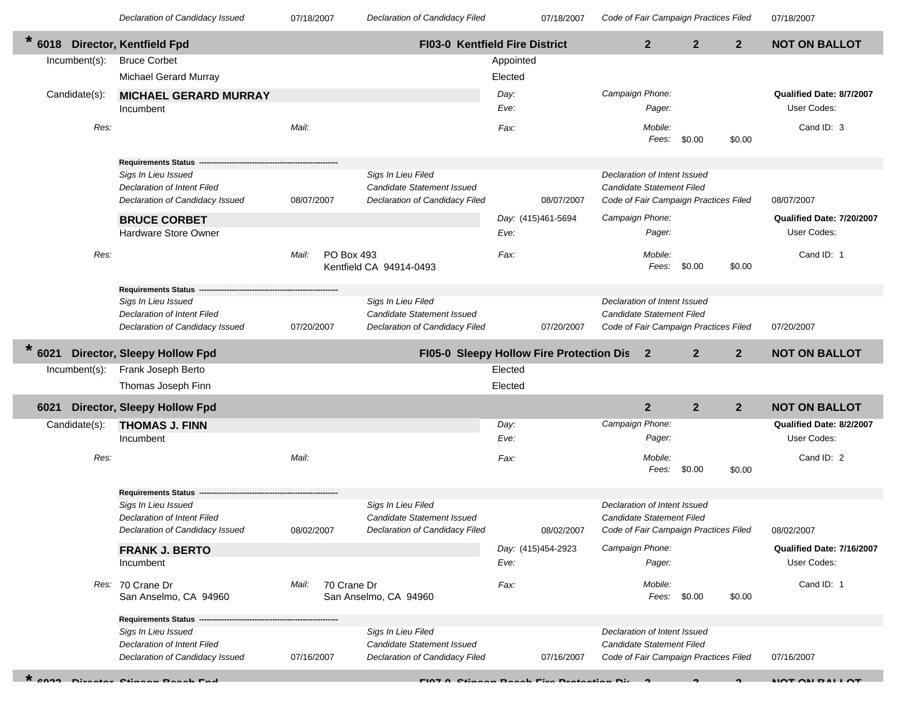| | | | | | |
|---|---|---|---|---|---|
| *Declaration of Candidacy Issued* | 07/18/2007 | *Declaration of Candidacy Filed* | 07/18/2007 | *Code of Fair Campaign Practices Filed* | 07/18/2007 |

## * 6018 Director, Kentfield Fpd — FI03-0 Kentfield Fire District — 2 2 2 — NOT ON BALLOT

Incumbent(s): Bruce Corbet — Appointed
Michael Gerard Murray — Elected

Candidate(s):

**MICHAEL GERARD MURRAY**
Incumbent

*Day:*
*Eve:*
*Fax:*
*Campaign Phone:*
*Pager:*
*Mobile:*
*Fees:* $0.00 $0.00

**Qualified Date: 8/7/2007**
User Codes:
Cand ID: 3

*Res:*
*Mail:*

**Requirements Status**

| | | | | | |
|---|---|---|---|---|---|
| *Sigs In Lieu Issued* | | *Sigs In Lieu Filed* | | *Declaration of Intent Issued* | |
| *Declaration of Intent Filed* | | *Candidate Statement Issued* | | *Candidate Statement Filed* | |
| *Declaration of Candidacy Issued* | 08/07/2007 | *Declaration of Candidacy Filed* | 08/07/2007 | *Code of Fair Campaign Practices Filed* | 08/07/2007 |

**BRUCE CORBET**
Hardware Store Owner

*Day:* (415)461-5694
*Eve:*
*Fax:*
*Campaign Phone:*
*Pager:*
*Mobile:*
*Fees:* $0.00 $0.00

**Qualified Date: 7/20/2007**
User Codes:
Cand ID: 1

*Res:*
*Mail:* PO Box 493
Kentfield CA 94914-0493

**Requirements Status**

| | | | | | |
|---|---|---|---|---|---|
| *Sigs In Lieu Issued* | | *Sigs In Lieu Filed* | | *Declaration of Intent Issued* | |
| *Declaration of Intent Filed* | | *Candidate Statement Issued* | | *Candidate Statement Filed* | |
| *Declaration of Candidacy Issued* | 07/20/2007 | *Declaration of Candidacy Filed* | 07/20/2007 | *Code of Fair Campaign Practices Filed* | 07/20/2007 |

## * 6021 Director, Sleepy Hollow Fpd — FI05-0 Sleepy Hollow Fire Protection Dis — 2 2 2 — NOT ON BALLOT

Incumbent(s): Frank Joseph Berto — Elected
Thomas Joseph Finn — Elected

## 6021 Director, Sleepy Hollow Fpd — 2 2 2 — NOT ON BALLOT

Candidate(s):

**THOMAS J. FINN**
Incumbent

*Day:*
*Eve:*
*Fax:*
*Campaign Phone:*
*Pager:*
*Mobile:*
*Fees:* $0.00 $0.00

**Qualified Date: 8/2/2007**
User Codes:
Cand ID: 2

*Res:*
*Mail:*

**Requirements Status**

| | | | | | |
|---|---|---|---|---|---|
| *Sigs In Lieu Issued* | | *Sigs In Lieu Filed* | | *Declaration of Intent Issued* | |
| *Declaration of Intent Filed* | | *Candidate Statement Issued* | | *Candidate Statement Filed* | |
| *Declaration of Candidacy Issued* | 08/02/2007 | *Declaration of Candidacy Filed* | 08/02/2007 | *Code of Fair Campaign Practices Filed* | 08/02/2007 |

**FRANK J. BERTO**
Incumbent

*Day:* (415)454-2923
*Eve:*
*Fax:*
*Campaign Phone:*
*Pager:*
*Mobile:*
*Fees:* $0.00 $0.00

**Qualified Date: 7/16/2007**
User Codes:
Cand ID: 1

*Res:* 70 Crane Dr
San Anselmo, CA 94960
*Mail:* 70 Crane Dr
San Anselmo, CA 94960

**Requirements Status**

| | | | | | |
|---|---|---|---|---|---|
| *Sigs In Lieu Issued* | | *Sigs In Lieu Filed* | | *Declaration of Intent Issued* | |
| *Declaration of Intent Filed* | | *Candidate Statement Issued* | | *Candidate Statement Filed* | |
| *Declaration of Candidacy Issued* | 07/16/2007 | *Declaration of Candidacy Filed* | 07/16/2007 | *Code of Fair Campaign Practices Filed* | 07/16/2007 |

## * 6023 Director, Stinson Beach Fpd — FI07-0 Stinson Beach Fire Protection Dis — 3 3 3 — NOT ON BALLOT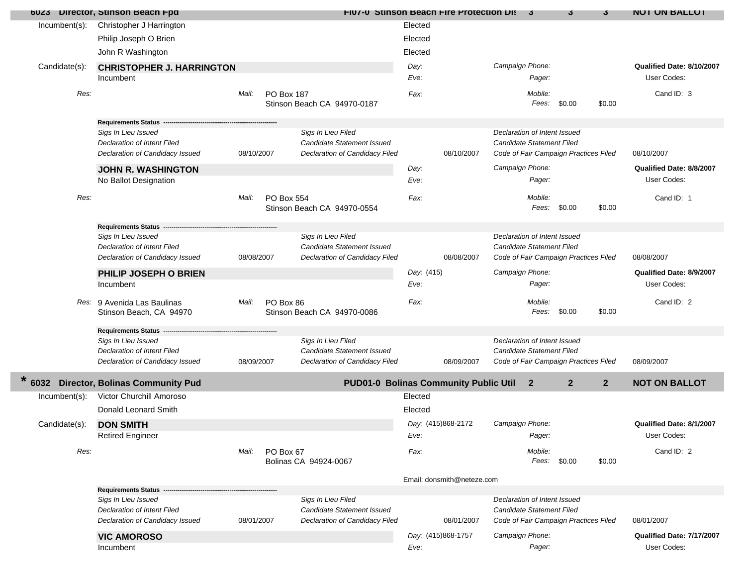**6023 Director, Stinson Beach Fpd** — FI07-0 Stinson Beach Fire Protection Dis — 3 — 3 — 3 — NOT ON BALLOT

Incumbent(s):
- Christopher J Harrington — Elected
- Philip Joseph O Brien — Elected
- John R Washington — Elected

Candidate(s):

**CHRISTOPHER J. HARRINGTON**
Incumbent

| | | | |
|---|---|---|---|
| Day: | Campaign Phone: | | Qualified Date: 8/10/2007 |
| Eve: | Pager: | | User Codes: |
| Fax: | Mobile: | | Cand ID: 3 |
| | Fees: | $0.00 $0.00 | |

*Res:*
*Mail:* PO Box 187
Stinson Beach CA 94970-0187

**Requirements Status**

| | | | | | |
|---|---|---|---|---|---|
| *Sigs In Lieu Issued* | | *Sigs In Lieu Filed* | | *Declaration of Intent Issued* | |
| *Declaration of Intent Filed* | | *Candidate Statement Issued* | | *Candidate Statement Filed* | |
| *Declaration of Candidacy Issued* | 08/10/2007 | *Declaration of Candidacy Filed* | 08/10/2007 | *Code of Fair Campaign Practices Filed* | 08/10/2007 |

**JOHN R. WASHINGTON**
No Ballot Designation

| | | | |
|---|---|---|---|
| Day: | Campaign Phone: | | Qualified Date: 8/8/2007 |
| Eve: | Pager: | | User Codes: |
| Fax: | Mobile: | | Cand ID: 1 |
| | Fees: | $0.00 $0.00 | |

*Res:*
*Mail:* PO Box 554
Stinson Beach CA 94970-0554

**Requirements Status**

| | | | | | |
|---|---|---|---|---|---|
| *Sigs In Lieu Issued* | | *Sigs In Lieu Filed* | | *Declaration of Intent Issued* | |
| *Declaration of Intent Filed* | | *Candidate Statement Issued* | | *Candidate Statement Filed* | |
| *Declaration of Candidacy Issued* | 08/08/2007 | *Declaration of Candidacy Filed* | 08/08/2007 | *Code of Fair Campaign Practices Filed* | 08/08/2007 |

**PHILIP JOSEPH O BRIEN**
Incumbent

| | | | |
|---|---|---|---|
| Day: (415) | Campaign Phone: | | Qualified Date: 8/9/2007 |
| Eve: | Pager: | | User Codes: |
| Fax: | Mobile: | | Cand ID: 2 |
| | Fees: | $0.00 $0.00 | |

*Res:* 9 Avenida Las Baulinas
Stinson Beach, CA 94970
*Mail:* PO Box 86
Stinson Beach CA 94970-0086

**Requirements Status**

| | | | | | |
|---|---|---|---|---|---|
| *Sigs In Lieu Issued* | | *Sigs In Lieu Filed* | | *Declaration of Intent Issued* | |
| *Declaration of Intent Filed* | | *Candidate Statement Issued* | | *Candidate Statement Filed* | |
| *Declaration of Candidacy Issued* | 08/09/2007 | *Declaration of Candidacy Filed* | 08/09/2007 | *Code of Fair Campaign Practices Filed* | 08/09/2007 |

**\* 6032 Director, Bolinas Community Pud** — PUD01-0 Bolinas Community Public Util — 2 — 2 — 2 — NOT ON BALLOT

Incumbent(s):
- Victor Churchill Amoroso — Elected
- Donald Leonard Smith — Elected

Candidate(s):

**DON SMITH**
Retired Engineer

| | | | |
|---|---|---|---|
| Day: (415)868-2172 | Campaign Phone: | | Qualified Date: 8/1/2007 |
| Eve: | Pager: | | User Codes: |
| Fax: | Mobile: | | Cand ID: 2 |
| | Fees: | $0.00 $0.00 | |

*Res:*
*Mail:* PO Box 67
Bolinas CA 94924-0067

Email: donsmith@neteze.com

**Requirements Status**

| | | | | | |
|---|---|---|---|---|---|
| *Sigs In Lieu Issued* | | *Sigs In Lieu Filed* | | *Declaration of Intent Issued* | |
| *Declaration of Intent Filed* | | *Candidate Statement Issued* | | *Candidate Statement Filed* | |
| *Declaration of Candidacy Issued* | 08/01/2007 | *Declaration of Candidacy Filed* | 08/01/2007 | *Code of Fair Campaign Practices Filed* | 08/01/2007 |

**VIC AMOROSO**
Incumbent

| | | | |
|---|---|---|---|
| Day: (415)868-1757 | Campaign Phone: | | Qualified Date: 7/17/2007 |
| Eve: | Pager: | | User Codes: |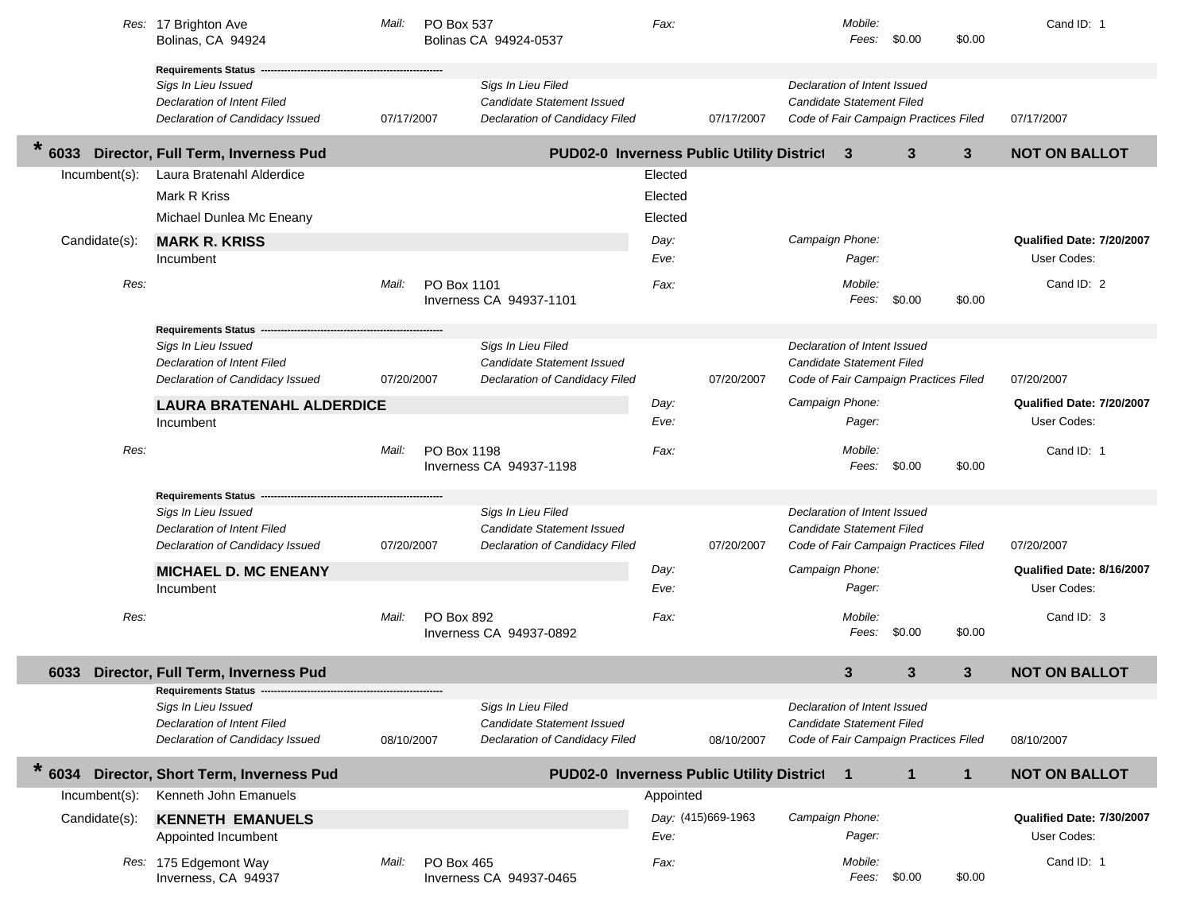Res: 17 Brighton Ave
Bolinas, CA 94924

Mail: PO Box 537
Bolinas CA 94924-0537

Fax:

Mobile:
Fees: $0.00 $0.00

Cand ID: 1

**Requirements Status** -------------------------------------------------------

| | | | | | |
|---|---|---|---|---|---|
| *Sigs In Lieu Issued* | | *Sigs In Lieu Filed* | | *Declaration of Intent Issued* | |
| *Declaration of Intent Filed* | | *Candidate Statement Issued* | | *Candidate Statement Filed* | |
| *Declaration of Candidacy Issued* | 07/17/2007 | *Declaration of Candidacy Filed* | 07/17/2007 | *Code of Fair Campaign Practices Filed* | 07/17/2007 |

## * 6033 Director, Full Term, Inverness Pud — PUD02-0 Inverness Public Utility District — 3 3 3 — NOT ON BALLOT

Incumbent(s):

| | |
|---|---|
| Laura Bratenahl Alderdice | Elected |
| Mark R Kriss | Elected |
| Michael Dunlea Mc Eneany | Elected |

Candidate(s):

**MARK R. KRISS**
Incumbent

Day:
Eve:

Campaign Phone:
Pager:

**Qualified Date: 7/20/2007**
User Codes:

Res:

Mail: PO Box 1101
Inverness CA 94937-1101

Fax:

Mobile:
Fees: $0.00 $0.00

Cand ID: 2

**Requirements Status** -------------------------------------------------------

| | | | | | |
|---|---|---|---|---|---|
| *Sigs In Lieu Issued* | | *Sigs In Lieu Filed* | | *Declaration of Intent Issued* | |
| *Declaration of Intent Filed* | | *Candidate Statement Issued* | | *Candidate Statement Filed* | |
| *Declaration of Candidacy Issued* | 07/20/2007 | *Declaration of Candidacy Filed* | 07/20/2007 | *Code of Fair Campaign Practices Filed* | 07/20/2007 |

**LAURA BRATENAHL ALDERDICE**
Incumbent

Day:
Eve:

Campaign Phone:
Pager:

**Qualified Date: 7/20/2007**
User Codes:

Res:

Mail: PO Box 1198
Inverness CA 94937-1198

Fax:

Mobile:
Fees: $0.00 $0.00

Cand ID: 1

**Requirements Status** -------------------------------------------------------

| | | | | | |
|---|---|---|---|---|---|
| *Sigs In Lieu Issued* | | *Sigs In Lieu Filed* | | *Declaration of Intent Issued* | |
| *Declaration of Intent Filed* | | *Candidate Statement Issued* | | *Candidate Statement Filed* | |
| *Declaration of Candidacy Issued* | 07/20/2007 | *Declaration of Candidacy Filed* | 07/20/2007 | *Code of Fair Campaign Practices Filed* | 07/20/2007 |

**MICHAEL D. MC ENEANY**
Incumbent

Day:
Eve:

Campaign Phone:
Pager:

**Qualified Date: 8/16/2007**
User Codes:

Res:

Mail: PO Box 892
Inverness CA 94937-0892

Fax:

Mobile:
Fees: $0.00 $0.00

Cand ID: 3

## 6033 Director, Full Term, Inverness Pud — 3 3 3 — NOT ON BALLOT

**Requirements Status** -------------------------------------------------------

| | | | | | |
|---|---|---|---|---|---|
| *Sigs In Lieu Issued* | | *Sigs In Lieu Filed* | | *Declaration of Intent Issued* | |
| *Declaration of Intent Filed* | | *Candidate Statement Issued* | | *Candidate Statement Filed* | |
| *Declaration of Candidacy Issued* | 08/10/2007 | *Declaration of Candidacy Filed* | 08/10/2007 | *Code of Fair Campaign Practices Filed* | 08/10/2007 |

## * 6034 Director, Short Term, Inverness Pud — PUD02-0 Inverness Public Utility District — 1 1 1 — NOT ON BALLOT

Incumbent(s):

| | |
|---|---|
| Kenneth John Emanuels | Appointed |

Candidate(s):

**KENNETH EMANUELS**
Appointed Incumbent

Day: (415)669-1963
Eve:

Campaign Phone:
Pager:

**Qualified Date: 7/30/2007**
User Codes:

Res: 175 Edgemont Way
Inverness, CA 94937

Mail: PO Box 465
Inverness CA 94937-0465

Fax:

Mobile:
Fees: $0.00 $0.00

Cand ID: 1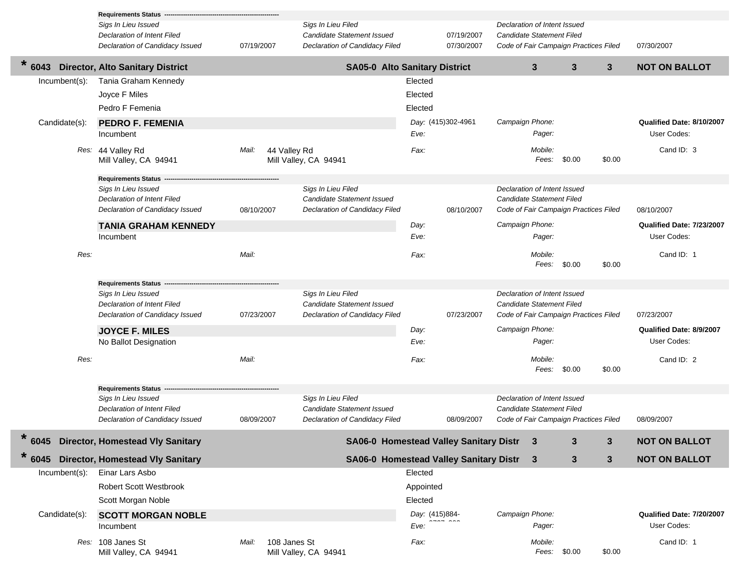**Requirements Status**

| | | | | | |
|---|---|---|---|---|---|
| *Sigs In Lieu Issued* | | *Sigs In Lieu Filed* | | *Declaration of Intent Issued* | |
| *Declaration of Intent Filed* | | *Candidate Statement Issued* | 07/19/2007 | *Candidate Statement Filed* | |
| *Declaration of Candidacy Issued* | 07/19/2007 | *Declaration of Candidacy Filed* | 07/30/2007 | *Code of Fair Campaign Practices Filed* | 07/30/2007 |

## * 6043 Director, Alto Sanitary District — SA05-0 Alto Sanitary District — 3 — 3 — 3 — NOT ON BALLOT

**Incumbent(s):**

| Name | Status |
|---|---|
| Tania Graham Kennedy | Elected |
| Joyce F Miles | Elected |
| Pedro F Femenia | Elected |

**Candidate(s):**

**PEDRO F. FEMENIA**
Incumbent

- Day: (415)302-4961
- Eve:
- Campaign Phone:
- Pager:
- **Qualified Date: 8/10/2007**
- User Codes:
- *Res:* 44 Valley Rd, Mill Valley, CA 94941
- *Mail:* 44 Valley Rd, Mill Valley, CA 94941
- Fax:
- Mobile:
- Fees: $0.00 $0.00
- Cand ID: 3

**Requirements Status**

| | | | | | |
|---|---|---|---|---|---|
| *Sigs In Lieu Issued* | | *Sigs In Lieu Filed* | | *Declaration of Intent Issued* | |
| *Declaration of Intent Filed* | | *Candidate Statement Issued* | | *Candidate Statement Filed* | |
| *Declaration of Candidacy Issued* | 08/10/2007 | *Declaration of Candidacy Filed* | 08/10/2007 | *Code of Fair Campaign Practices Filed* | 08/10/2007 |

**TANIA GRAHAM KENNEDY**
Incumbent

- Day:
- Eve:
- Campaign Phone:
- Pager:
- **Qualified Date: 7/23/2007**
- User Codes:
- *Res:*
- *Mail:*
- Fax:
- Mobile:
- Fees: $0.00 $0.00
- Cand ID: 1

**Requirements Status**

| | | | | | |
|---|---|---|---|---|---|
| *Sigs In Lieu Issued* | | *Sigs In Lieu Filed* | | *Declaration of Intent Issued* | |
| *Declaration of Intent Filed* | | *Candidate Statement Issued* | | *Candidate Statement Filed* | |
| *Declaration of Candidacy Issued* | 07/23/2007 | *Declaration of Candidacy Filed* | 07/23/2007 | *Code of Fair Campaign Practices Filed* | 07/23/2007 |

**JOYCE F. MILES**
No Ballot Designation

- Day:
- Eve:
- Campaign Phone:
- Pager:
- **Qualified Date: 8/9/2007**
- User Codes:
- *Res:*
- *Mail:*
- Fax:
- Mobile:
- Fees: $0.00 $0.00
- Cand ID: 2

**Requirements Status**

| | | | | | |
|---|---|---|---|---|---|
| *Sigs In Lieu Issued* | | *Sigs In Lieu Filed* | | *Declaration of Intent Issued* | |
| *Declaration of Intent Filed* | | *Candidate Statement Issued* | | *Candidate Statement Filed* | |
| *Declaration of Candidacy Issued* | 08/09/2007 | *Declaration of Candidacy Filed* | 08/09/2007 | *Code of Fair Campaign Practices Filed* | 08/09/2007 |

## * 6045 Director, Homestead Vly Sanitary — SA06-0 Homestead Valley Sanitary Distr — 3 — 3 — 3 — NOT ON BALLOT

## * 6045 Director, Homestead Vly Sanitary — SA06-0 Homestead Valley Sanitary Distr — 3 — 3 — 3 — NOT ON BALLOT

**Incumbent(s):**

| Name | Status |
|---|---|
| Einar Lars Asbo | Elected |
| Robert Scott Westbrook | Appointed |
| Scott Morgan Noble | Elected |

**Candidate(s):**

**SCOTT MORGAN NOBLE**
Incumbent

- Day: (415)884-
- Eve:
- Campaign Phone:
- Pager:
- **Qualified Date: 7/20/2007**
- User Codes:
- *Res:* 108 Janes St, Mill Valley, CA 94941
- *Mail:* 108 Janes St, Mill Valley, CA 94941
- Fax:
- Mobile:
- Fees: $0.00 $0.00
- Cand ID: 1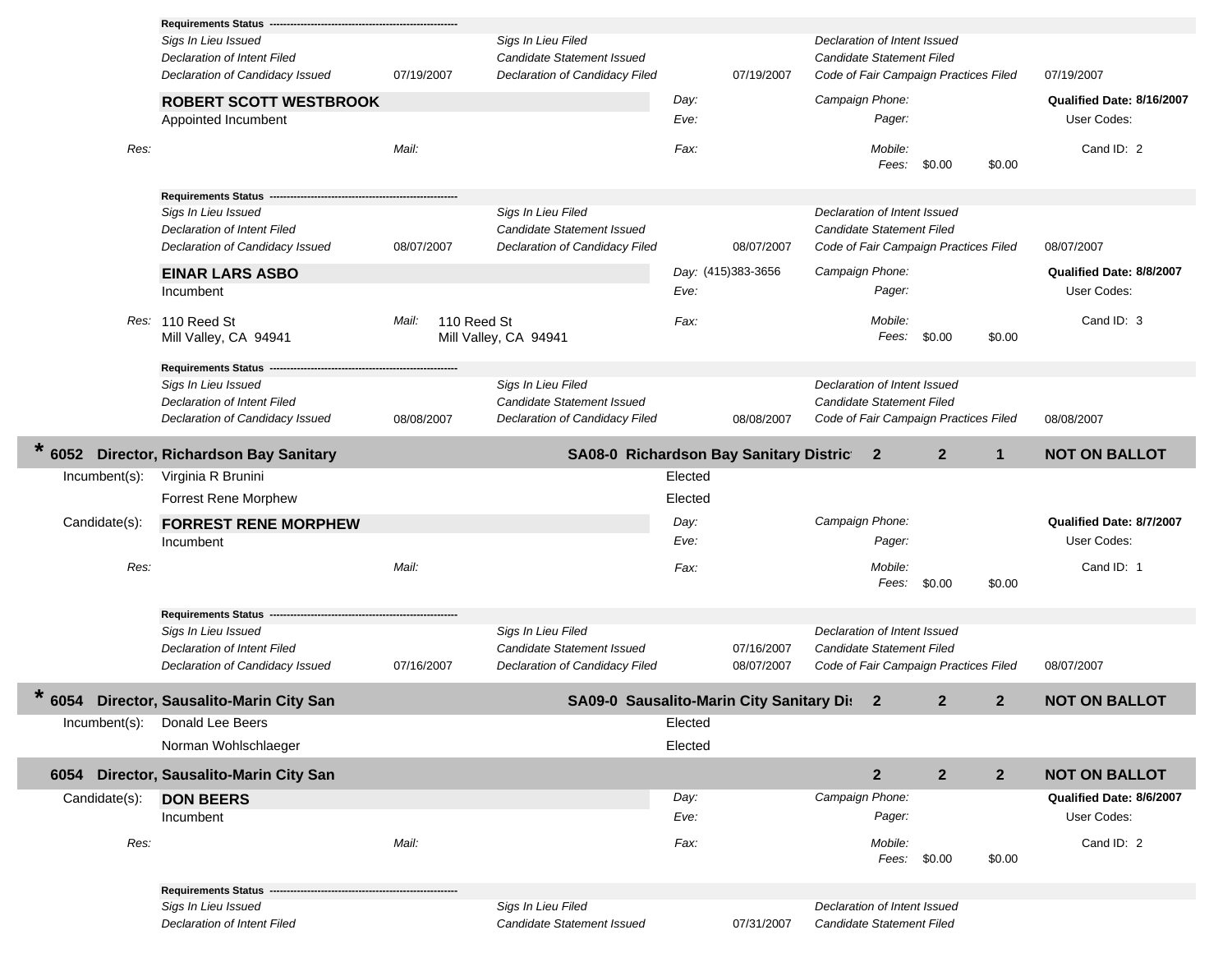**Requirements Status** ----------------------------------------------------

| | | | | | |
|---|---|---|---|---|---|
| *Sigs In Lieu Issued* | | *Sigs In Lieu Filed* | | *Declaration of Intent Issued* | |
| *Declaration of Intent Filed* | | *Candidate Statement Issued* | | *Candidate Statement Filed* | |
| *Declaration of Candidacy Issued* | 07/19/2007 | *Declaration of Candidacy Filed* | 07/19/2007 | *Code of Fair Campaign Practices Filed* | 07/19/2007 |

**ROBERT SCOTT WESTBROOK**
Appointed Incumbent

*Day:* 
*Eve:* 
*Fax:* 
*Campaign Phone:* 
*Pager:* 
*Mobile:* 
*Fees:* $0.00 $0.00
**Qualified Date: 8/16/2007**
User Codes:
Cand ID: 2

*Res:* 
*Mail:* 

**Requirements Status** ----------------------------------------------------

| | | | | | |
|---|---|---|---|---|---|
| *Sigs In Lieu Issued* | | *Sigs In Lieu Filed* | | *Declaration of Intent Issued* | |
| *Declaration of Intent Filed* | | *Candidate Statement Issued* | | *Candidate Statement Filed* | |
| *Declaration of Candidacy Issued* | 08/07/2007 | *Declaration of Candidacy Filed* | 08/07/2007 | *Code of Fair Campaign Practices Filed* | 08/07/2007 |

**EINAR LARS ASBO**
Incumbent

*Day:* (415)383-3656
*Eve:* 
*Fax:* 
*Campaign Phone:* 
*Pager:* 
*Mobile:* 
*Fees:* $0.00 $0.00
**Qualified Date: 8/8/2007**
User Codes:
Cand ID: 3

*Res:* 110 Reed St, Mill Valley, CA 94941
*Mail:* 110 Reed St, Mill Valley, CA 94941

**Requirements Status** ----------------------------------------------------

| | | | | | |
|---|---|---|---|---|---|
| *Sigs In Lieu Issued* | | *Sigs In Lieu Filed* | | *Declaration of Intent Issued* | |
| *Declaration of Intent Filed* | | *Candidate Statement Issued* | | *Candidate Statement Filed* | |
| *Declaration of Candidacy Issued* | 08/08/2007 | *Declaration of Candidacy Filed* | 08/08/2007 | *Code of Fair Campaign Practices Filed* | 08/08/2007 |

## * 6052 Director, Richardson Bay Sanitary — SA08-0 Richardson Bay Sanitary Distric 2 2 1 NOT ON BALLOT

Incumbent(s):
- Virginia R Brunini — Elected
- Forrest Rene Morphew — Elected

Candidate(s):

**FORREST RENE MORPHEW**
Incumbent

*Day:* 
*Eve:* 
*Fax:* 
*Campaign Phone:* 
*Pager:* 
*Mobile:* 
*Fees:* $0.00 $0.00
**Qualified Date: 8/7/2007**
User Codes:
Cand ID: 1

*Res:* 
*Mail:* 

**Requirements Status** ----------------------------------------------------

| | | | | | |
|---|---|---|---|---|---|
| *Sigs In Lieu Issued* | | *Sigs In Lieu Filed* | | *Declaration of Intent Issued* | |
| *Declaration of Intent Filed* | | *Candidate Statement Issued* | 07/16/2007 | *Candidate Statement Filed* | |
| *Declaration of Candidacy Issued* | 07/16/2007 | *Declaration of Candidacy Filed* | 08/07/2007 | *Code of Fair Campaign Practices Filed* | 08/07/2007 |

## * 6054 Director, Sausalito-Marin City San — SA09-0 Sausalito-Marin City Sanitary Di 2 2 2 NOT ON BALLOT

Incumbent(s):
- Donald Lee Beers — Elected
- Norman Wohlschlaeger — Elected

## 6054 Director, Sausalito-Marin City San 2 2 2 NOT ON BALLOT

Candidate(s):

**DON BEERS**
Incumbent

*Day:* 
*Eve:* 
*Fax:* 
*Campaign Phone:* 
*Pager:* 
*Mobile:* 
*Fees:* $0.00 $0.00
**Qualified Date: 8/6/2007**
User Codes:
Cand ID: 2

*Res:* 
*Mail:* 

**Requirements Status** ----------------------------------------------------

| | | | | | |
|---|---|---|---|---|---|
| *Sigs In Lieu Issued* | | *Sigs In Lieu Filed* | | *Declaration of Intent Issued* | |
| *Declaration of Intent Filed* | | *Candidate Statement Issued* | 07/31/2007 | *Candidate Statement Filed* | |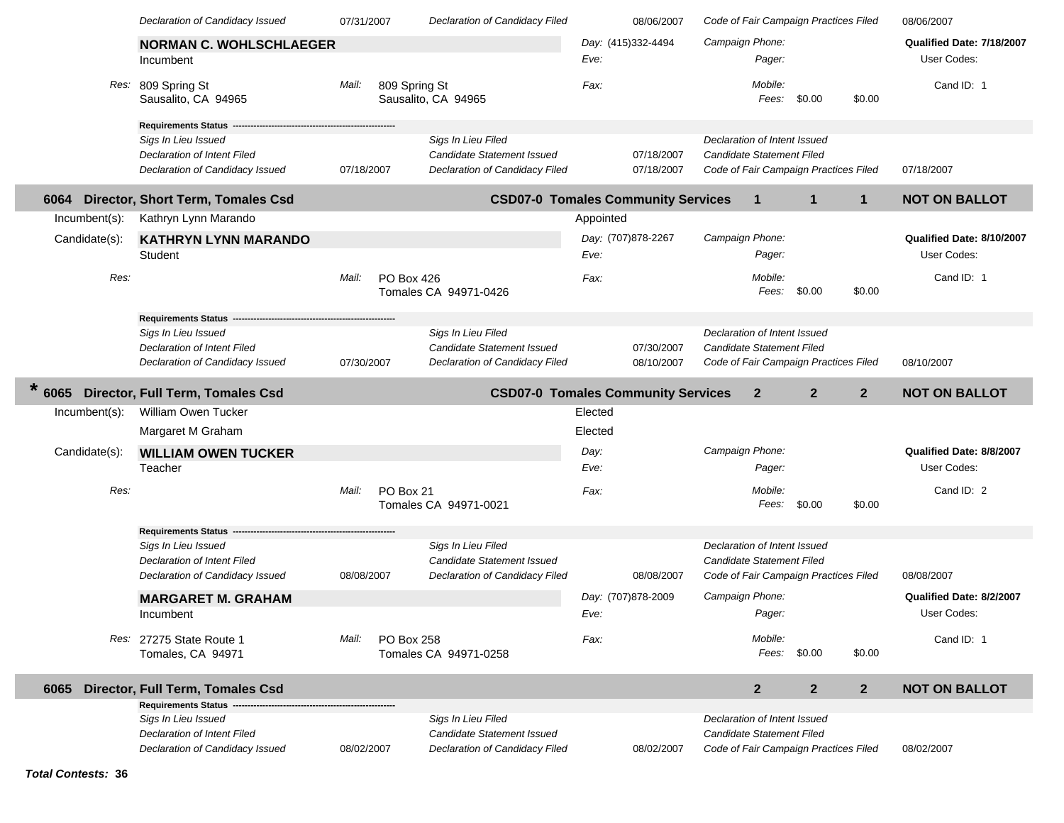| | | | | |
|---|---|---|---|---|
| *Declaration of Candidacy Issued* | 07/31/2007 | *Declaration of Candidacy Filed* | 08/06/2007 | *Code of Fair Campaign Practices Filed* 08/06/2007 |

**NORMAN C. WOHLSCHLAEGER**
Incumbent

*Day:* (415)332-4494 *Campaign Phone:* **Qualified Date: 7/18/2007**
*Eve:* *Pager:* User Codes:

*Res:* 809 Spring St, Sausalito, CA 94965
*Mail:* 809 Spring St, Sausalito, CA 94965
*Fax:* *Mobile:* Cand ID: 1
*Fees:* $0.00 $0.00

**Requirements Status** -------------------------------------------------------

| | | | | | |
|---|---|---|---|---|---|
| *Sigs In Lieu Issued* | | *Sigs In Lieu Filed* | | *Declaration of Intent Issued* | |
| *Declaration of Intent Filed* | | *Candidate Statement Issued* | 07/18/2007 | *Candidate Statement Filed* | |
| *Declaration of Candidacy Issued* | 07/18/2007 | *Declaration of Candidacy Filed* | 07/18/2007 | *Code of Fair Campaign Practices Filed* | 07/18/2007 |

## 6064 Director, Short Term, Tomales Csd

**CSD07-0 Tomales Community Services** 1 1 1 **NOT ON BALLOT**

Incumbent(s): Kathryn Lynn Marando — Appointed

Candidate(s):

**KATHRYN LYNN MARANDO**
Student

*Day:* (707)878-2267 *Campaign Phone:* **Qualified Date: 8/10/2007**
*Eve:* *Pager:* User Codes:

*Res:*
*Mail:* PO Box 426, Tomales CA 94971-0426
*Fax:* *Mobile:* Cand ID: 1
*Fees:* $0.00 $0.00

**Requirements Status** -------------------------------------------------------

| | | | | | |
|---|---|---|---|---|---|
| *Sigs In Lieu Issued* | | *Sigs In Lieu Filed* | | *Declaration of Intent Issued* | |
| *Declaration of Intent Filed* | | *Candidate Statement Issued* | 07/30/2007 | *Candidate Statement Filed* | |
| *Declaration of Candidacy Issued* | 07/30/2007 | *Declaration of Candidacy Filed* | 08/10/2007 | *Code of Fair Campaign Practices Filed* | 08/10/2007 |

## * 6065 Director, Full Term, Tomales Csd

**CSD07-0 Tomales Community Services** 2 2 2 **NOT ON BALLOT**

Incumbent(s):
William Owen Tucker — Elected
Margaret M Graham — Elected

Candidate(s):

**WILLIAM OWEN TUCKER**
Teacher

*Day:* *Campaign Phone:* **Qualified Date: 8/8/2007**
*Eve:* *Pager:* User Codes:

*Res:*
*Mail:* PO Box 21, Tomales CA 94971-0021
*Fax:* *Mobile:* Cand ID: 2
*Fees:* $0.00 $0.00

**Requirements Status** -------------------------------------------------------

| | | | | | |
|---|---|---|---|---|---|
| *Sigs In Lieu Issued* | | *Sigs In Lieu Filed* | | *Declaration of Intent Issued* | |
| *Declaration of Intent Filed* | | *Candidate Statement Issued* | | *Candidate Statement Filed* | |
| *Declaration of Candidacy Issued* | 08/08/2007 | *Declaration of Candidacy Filed* | 08/08/2007 | *Code of Fair Campaign Practices Filed* | 08/08/2007 |

**MARGARET M. GRAHAM**
Incumbent

*Day:* (707)878-2009 *Campaign Phone:* **Qualified Date: 8/2/2007**
*Eve:* *Pager:* User Codes:

*Res:* 27275 State Route 1, Tomales, CA 94971
*Mail:* PO Box 258, Tomales CA 94971-0258
*Fax:* *Mobile:* Cand ID: 1
*Fees:* $0.00 $0.00

## 6065 Director, Full Term, Tomales Csd

2 2 2 **NOT ON BALLOT**

**Requirements Status** -------------------------------------------------------

| | | | | | |
|---|---|---|---|---|---|
| *Sigs In Lieu Issued* | | *Sigs In Lieu Filed* | | *Declaration of Intent Issued* | |
| *Declaration of Intent Filed* | | *Candidate Statement Issued* | | *Candidate Statement Filed* | |
| *Declaration of Candidacy Issued* | 08/02/2007 | *Declaration of Candidacy Filed* | 08/02/2007 | *Code of Fair Campaign Practices Filed* | 08/02/2007 |

***Total Contests:* 36**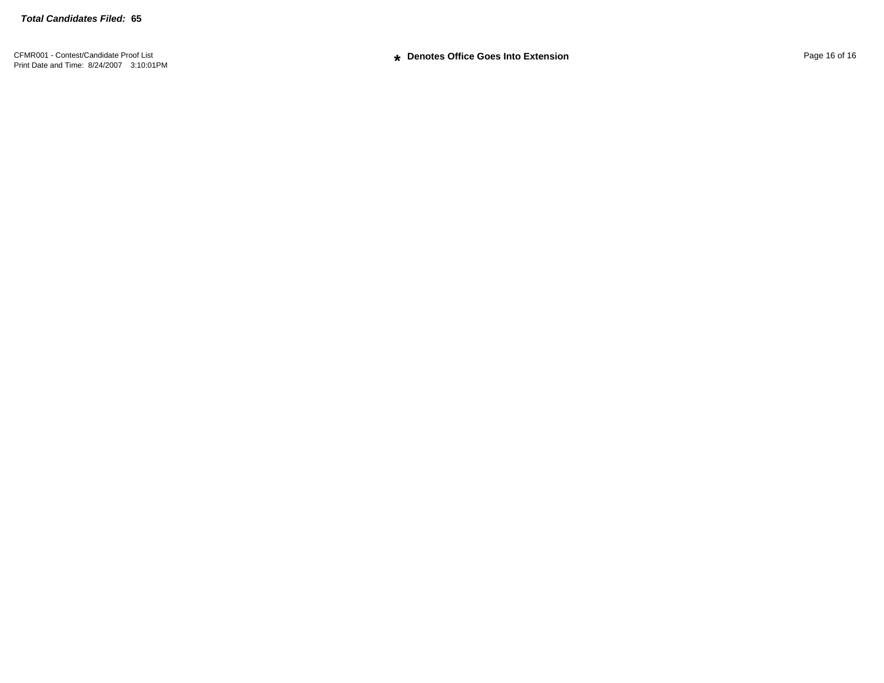***Total Candidates Filed:* 65**

**\* Denotes Office Goes Into Extension**